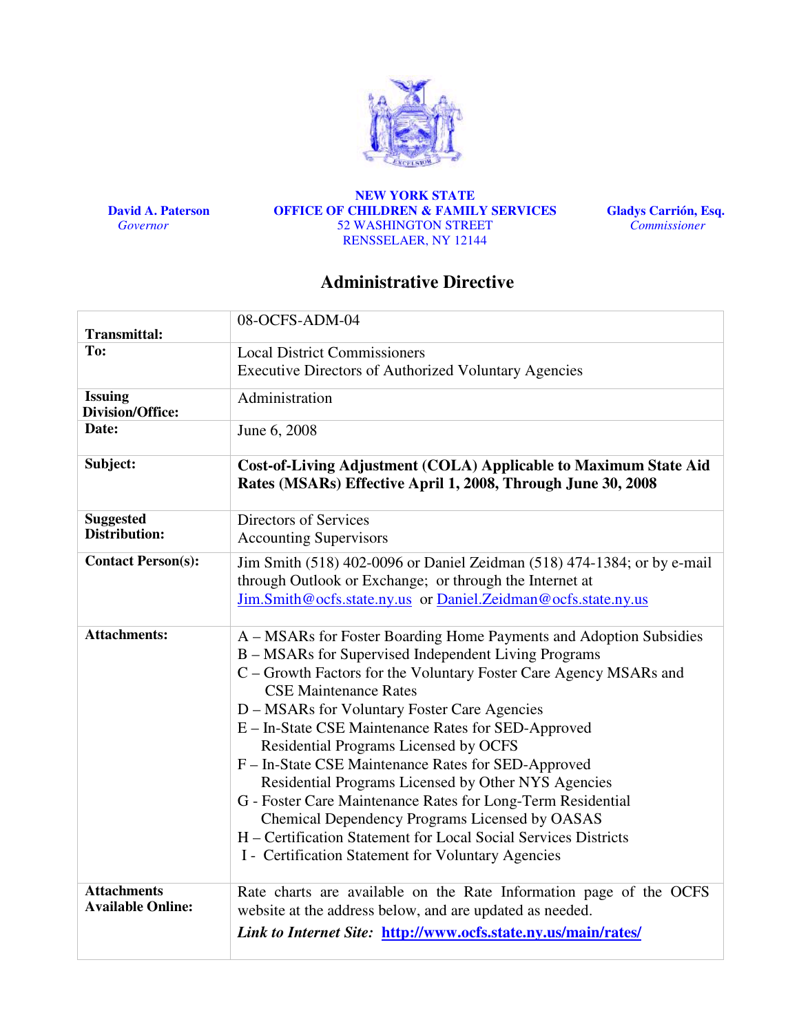David A. Paterson
*Governor*

**NEW YORK STATE**
**OFFICE OF CHILDREN & FAMILY SERVICES**
52 WASHINGTON STREET
RENSSELAER, NY 12144

Gladys Carrión, Esq.
*Commissioner*

# Administrative Directive

| | |
|---|---|
| **Transmittal:** | 08-OCFS-ADM-04 |
| **To:** | Local District Commissioners<br>Executive Directors of Authorized Voluntary Agencies |
| **Issuing Division/Office:** | Administration |
| **Date:** | June 6, 2008 |
| **Subject:** | **Cost-of-Living Adjustment (COLA) Applicable to Maximum State Aid Rates (MSARs) Effective April 1, 2008, Through June 30, 2008** |
| **Suggested Distribution:** | Directors of Services<br>Accounting Supervisors |
| **Contact Person(s):** | Jim Smith (518) 402-0096 or Daniel Zeidman (518) 474-1384; or by e-mail through Outlook or Exchange; or through the Internet at Jim.Smith@ocfs.state.ny.us or Daniel.Zeidman@ocfs.state.ny.us |
| **Attachments:** | A – MSARs for Foster Boarding Home Payments and Adoption Subsidies<br>B – MSARs for Supervised Independent Living Programs<br>C – Growth Factors for the Voluntary Foster Care Agency MSARs and CSE Maintenance Rates<br>D – MSARs for Voluntary Foster Care Agencies<br>E – In-State CSE Maintenance Rates for SED-Approved Residential Programs Licensed by OCFS<br>F – In-State CSE Maintenance Rates for SED-Approved Residential Programs Licensed by Other NYS Agencies<br>G - Foster Care Maintenance Rates for Long-Term Residential Chemical Dependency Programs Licensed by OASAS<br>H – Certification Statement for Local Social Services Districts<br>I - Certification Statement for Voluntary Agencies |
| **Attachments Available Online:** | Rate charts are available on the Rate Information page of the OCFS website at the address below, and are updated as needed.<br>***Link to Internet Site:* http://www.ocfs.state.ny.us/main/rates/** |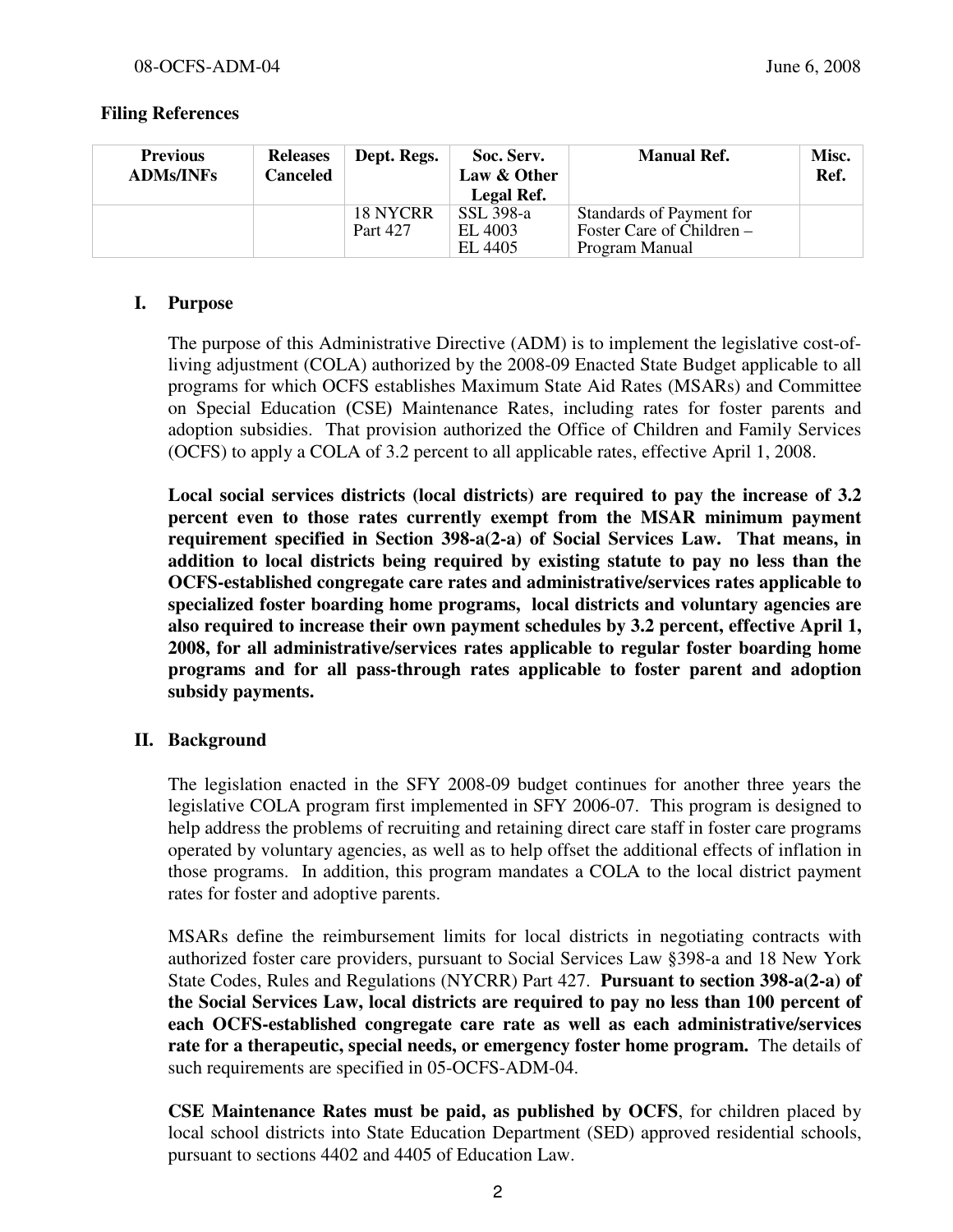**Filing References**

| Previous ADMs/INFs | Releases Canceled | Dept. Regs. | Soc. Serv. Law & Other Legal Ref. | Manual Ref. | Misc. Ref. |
|---|---|---|---|---|---|
| | | 18 NYCRR Part 427 | SSL 398-a<br>EL 4003<br>EL 4405 | Standards of Payment for Foster Care of Children – Program Manual | |

## I. Purpose

The purpose of this Administrative Directive (ADM) is to implement the legislative cost-of-living adjustment (COLA) authorized by the 2008-09 Enacted State Budget applicable to all programs for which OCFS establishes Maximum State Aid Rates (MSARs) and Committee on Special Education (CSE) Maintenance Rates, including rates for foster parents and adoption subsidies. That provision authorized the Office of Children and Family Services (OCFS) to apply a COLA of 3.2 percent to all applicable rates, effective April 1, 2008.

**Local social services districts (local districts) are required to pay the increase of 3.2 percent even to those rates currently exempt from the MSAR minimum payment requirement specified in Section 398-a(2-a) of Social Services Law. That means, in addition to local districts being required by existing statute to pay no less than the OCFS-established congregate care rates and administrative/services rates applicable to specialized foster boarding home programs, local districts and voluntary agencies are also required to increase their own payment schedules by 3.2 percent, effective April 1, 2008, for all administrative/services rates applicable to regular foster boarding home programs and for all pass-through rates applicable to foster parent and adoption subsidy payments.**

## II. Background

The legislation enacted in the SFY 2008-09 budget continues for another three years the legislative COLA program first implemented in SFY 2006-07. This program is designed to help address the problems of recruiting and retaining direct care staff in foster care programs operated by voluntary agencies, as well as to help offset the additional effects of inflation in those programs. In addition, this program mandates a COLA to the local district payment rates for foster and adoptive parents.

MSARs define the reimbursement limits for local districts in negotiating contracts with authorized foster care providers, pursuant to Social Services Law §398-a and 18 New York State Codes, Rules and Regulations (NYCRR) Part 427. **Pursuant to section 398-a(2-a) of the Social Services Law, local districts are required to pay no less than 100 percent of each OCFS-established congregate care rate as well as each administrative/services rate for a therapeutic, special needs, or emergency foster home program.** The details of such requirements are specified in 05-OCFS-ADM-04.

**CSE Maintenance Rates must be paid, as published by OCFS**, for children placed by local school districts into State Education Department (SED) approved residential schools, pursuant to sections 4402 and 4405 of Education Law.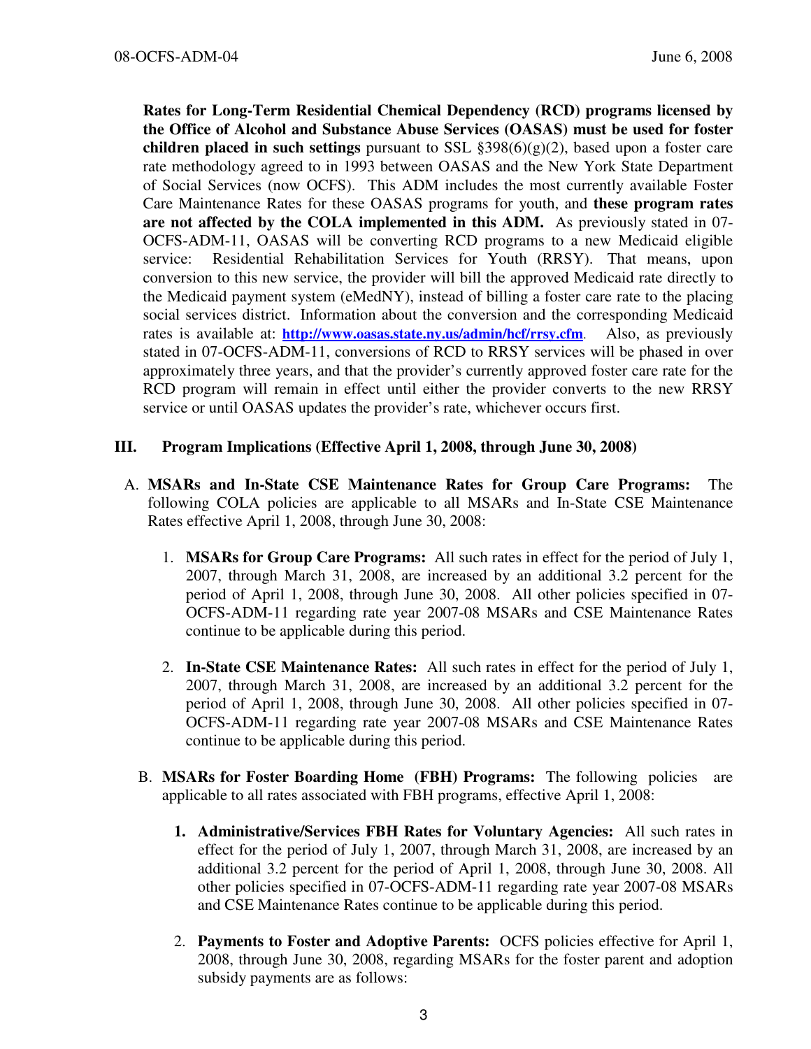**Rates for Long-Term Residential Chemical Dependency (RCD) programs licensed by the Office of Alcohol and Substance Abuse Services (OASAS) must be used for foster children placed in such settings** pursuant to SSL §398(6)(g)(2), based upon a foster care rate methodology agreed to in 1993 between OASAS and the New York State Department of Social Services (now OCFS). This ADM includes the most currently available Foster Care Maintenance Rates for these OASAS programs for youth, and **these program rates are not affected by the COLA implemented in this ADM.** As previously stated in 07-OCFS-ADM-11, OASAS will be converting RCD programs to a new Medicaid eligible service: Residential Rehabilitation Services for Youth (RRSY). That means, upon conversion to this new service, the provider will bill the approved Medicaid rate directly to the Medicaid payment system (eMedNY), instead of billing a foster care rate to the placing social services district. Information about the conversion and the corresponding Medicaid rates is available at: **http://www.oasas.state.ny.us/admin/hcf/rrsy.cfm**. Also, as previously stated in 07-OCFS-ADM-11, conversions of RCD to RRSY services will be phased in over approximately three years, and that the provider's currently approved foster care rate for the RCD program will remain in effect until either the provider converts to the new RRSY service or until OASAS updates the provider's rate, whichever occurs first.

## III. Program Implications (Effective April 1, 2008, through June 30, 2008)

A. **MSARs and In-State CSE Maintenance Rates for Group Care Programs:** The following COLA policies are applicable to all MSARs and In-State CSE Maintenance Rates effective April 1, 2008, through June 30, 2008:

1. **MSARs for Group Care Programs:** All such rates in effect for the period of July 1, 2007, through March 31, 2008, are increased by an additional 3.2 percent for the period of April 1, 2008, through June 30, 2008. All other policies specified in 07-OCFS-ADM-11 regarding rate year 2007-08 MSARs and CSE Maintenance Rates continue to be applicable during this period.

2. **In-State CSE Maintenance Rates:** All such rates in effect for the period of July 1, 2007, through March 31, 2008, are increased by an additional 3.2 percent for the period of April 1, 2008, through June 30, 2008. All other policies specified in 07-OCFS-ADM-11 regarding rate year 2007-08 MSARs and CSE Maintenance Rates continue to be applicable during this period.

B. **MSARs for Foster Boarding Home (FBH) Programs:** The following policies are applicable to all rates associated with FBH programs, effective April 1, 2008:

1. **Administrative/Services FBH Rates for Voluntary Agencies:** All such rates in effect for the period of July 1, 2007, through March 31, 2008, are increased by an additional 3.2 percent for the period of April 1, 2008, through June 30, 2008. All other policies specified in 07-OCFS-ADM-11 regarding rate year 2007-08 MSARs and CSE Maintenance Rates continue to be applicable during this period.

2. **Payments to Foster and Adoptive Parents:** OCFS policies effective for April 1, 2008, through June 30, 2008, regarding MSARs for the foster parent and adoption subsidy payments are as follows: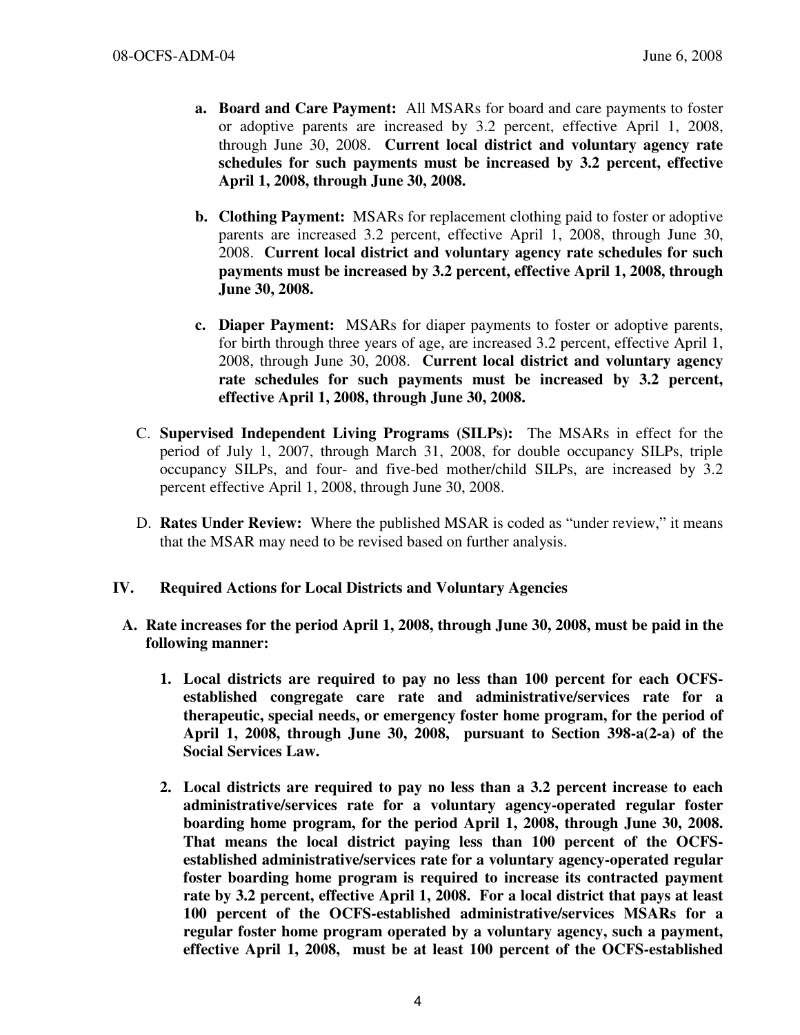a. **Board and Care Payment:** All MSARs for board and care payments to foster or adoptive parents are increased by 3.2 percent, effective April 1, 2008, through June 30, 2008. **Current local district and voluntary agency rate schedules for such payments must be increased by 3.2 percent, effective April 1, 2008, through June 30, 2008.**

   b. **Clothing Payment:** MSARs for replacement clothing paid to foster or adoptive parents are increased 3.2 percent, effective April 1, 2008, through June 30, 2008. **Current local district and voluntary agency rate schedules for such payments must be increased by 3.2 percent, effective April 1, 2008, through June 30, 2008.**

   c. **Diaper Payment:** MSARs for diaper payments to foster or adoptive parents, for birth through three years of age, are increased 3.2 percent, effective April 1, 2008, through June 30, 2008. **Current local district and voluntary agency rate schedules for such payments must be increased by 3.2 percent, effective April 1, 2008, through June 30, 2008.**

C. **Supervised Independent Living Programs (SILPs):** The MSARs in effect for the period of July 1, 2007, through March 31, 2008, for double occupancy SILPs, triple occupancy SILPs, and four- and five-bed mother/child SILPs, are increased by 3.2 percent effective April 1, 2008, through June 30, 2008.

D. **Rates Under Review:** Where the published MSAR is coded as "under review," it means that the MSAR may need to be revised based on further analysis.

## IV. Required Actions for Local Districts and Voluntary Agencies

**A. Rate increases for the period April 1, 2008, through June 30, 2008, must be paid in the following manner:**

1. **Local districts are required to pay no less than 100 percent for each OCFS-established congregate care rate and administrative/services rate for a therapeutic, special needs, or emergency foster home program, for the period of April 1, 2008, through June 30, 2008, pursuant to Section 398-a(2-a) of the Social Services Law.**

2. **Local districts are required to pay no less than a 3.2 percent increase to each administrative/services rate for a voluntary agency-operated regular foster boarding home program, for the period April 1, 2008, through June 30, 2008. That means the local district paying less than 100 percent of the OCFS-established administrative/services rate for a voluntary agency-operated regular foster boarding home program is required to increase its contracted payment rate by 3.2 percent, effective April 1, 2008. For a local district that pays at least 100 percent of the OCFS-established administrative/services MSARs for a regular foster home program operated by a voluntary agency, such a payment, effective April 1, 2008, must be at least 100 percent of the OCFS-established**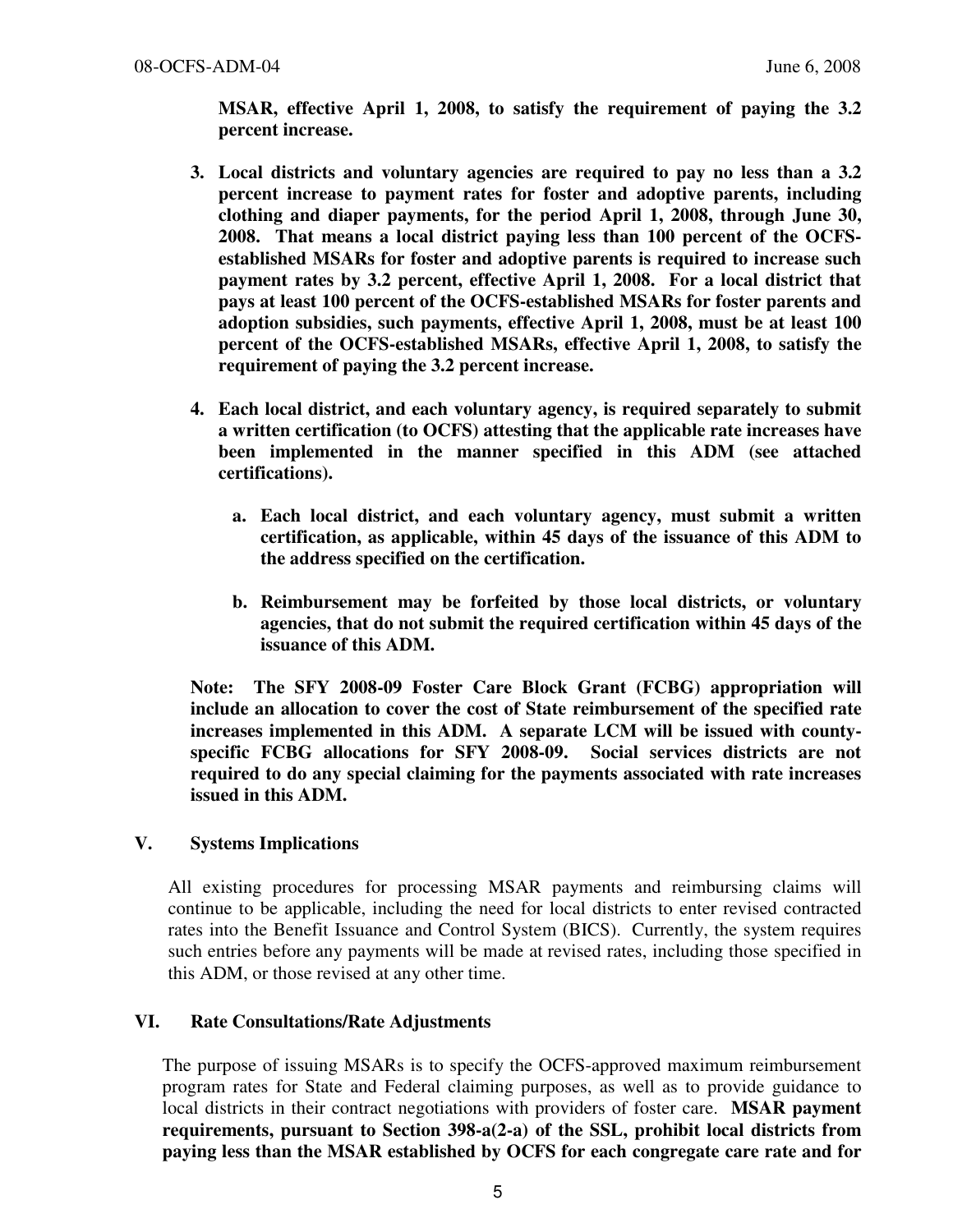**MSAR, effective April 1, 2008, to satisfy the requirement of paying the 3.2 percent increase.**

3. **Local districts and voluntary agencies are required to pay no less than a 3.2 percent increase to payment rates for foster and adoptive parents, including clothing and diaper payments, for the period April 1, 2008, through June 30, 2008. That means a local district paying less than 100 percent of the OCFS-established MSARs for foster and adoptive parents is required to increase such payment rates by 3.2 percent, effective April 1, 2008. For a local district that pays at least 100 percent of the OCFS-established MSARs for foster parents and adoption subsidies, such payments, effective April 1, 2008, must be at least 100 percent of the OCFS-established MSARs, effective April 1, 2008, to satisfy the requirement of paying the 3.2 percent increase.**

4. **Each local district, and each voluntary agency, is required separately to submit a written certification (to OCFS) attesting that the applicable rate increases have been implemented in the manner specified in this ADM (see attached certifications).**

   a. **Each local district, and each voluntary agency, must submit a written certification, as applicable, within 45 days of the issuance of this ADM to the address specified on the certification.**

   b. **Reimbursement may be forfeited by those local districts, or voluntary agencies, that do not submit the required certification within 45 days of the issuance of this ADM.**

**Note: The SFY 2008-09 Foster Care Block Grant (FCBG) appropriation will include an allocation to cover the cost of State reimbursement of the specified rate increases implemented in this ADM. A separate LCM will be issued with county-specific FCBG allocations for SFY 2008-09. Social services districts are not required to do any special claiming for the payments associated with rate increases issued in this ADM.**

## V. Systems Implications

All existing procedures for processing MSAR payments and reimbursing claims will continue to be applicable, including the need for local districts to enter revised contracted rates into the Benefit Issuance and Control System (BICS). Currently, the system requires such entries before any payments will be made at revised rates, including those specified in this ADM, or those revised at any other time.

## VI. Rate Consultations/Rate Adjustments

The purpose of issuing MSARs is to specify the OCFS-approved maximum reimbursement program rates for State and Federal claiming purposes, as well as to provide guidance to local districts in their contract negotiations with providers of foster care. **MSAR payment requirements, pursuant to Section 398-a(2-a) of the SSL, prohibit local districts from paying less than the MSAR established by OCFS for each congregate care rate and for**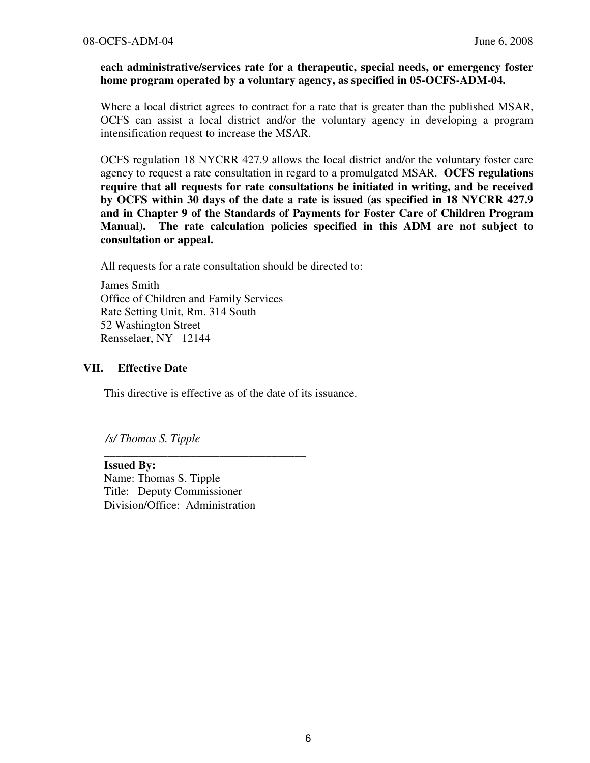**each administrative/services rate for a therapeutic, special needs, or emergency foster home program operated by a voluntary agency, as specified in 05-OCFS-ADM-04.**

Where a local district agrees to contract for a rate that is greater than the published MSAR, OCFS can assist a local district and/or the voluntary agency in developing a program intensification request to increase the MSAR.

OCFS regulation 18 NYCRR 427.9 allows the local district and/or the voluntary foster care agency to request a rate consultation in regard to a promulgated MSAR. **OCFS regulations require that all requests for rate consultations be initiated in writing, and be received by OCFS within 30 days of the date a rate is issued (as specified in 18 NYCRR 427.9 and in Chapter 9 of the Standards of Payments for Foster Care of Children Program Manual). The rate calculation policies specified in this ADM are not subject to consultation or appeal.**

All requests for a rate consultation should be directed to:

James Smith
Office of Children and Family Services
Rate Setting Unit, Rm. 314 South
52 Washington Street
Rensselaer, NY 12144

## VII. Effective Date

This directive is effective as of the date of its issuance.

*/s/ Thomas S. Tipple*

___________________________________

**Issued By:**
Name: Thomas S. Tipple
Title: Deputy Commissioner
Division/Office: Administration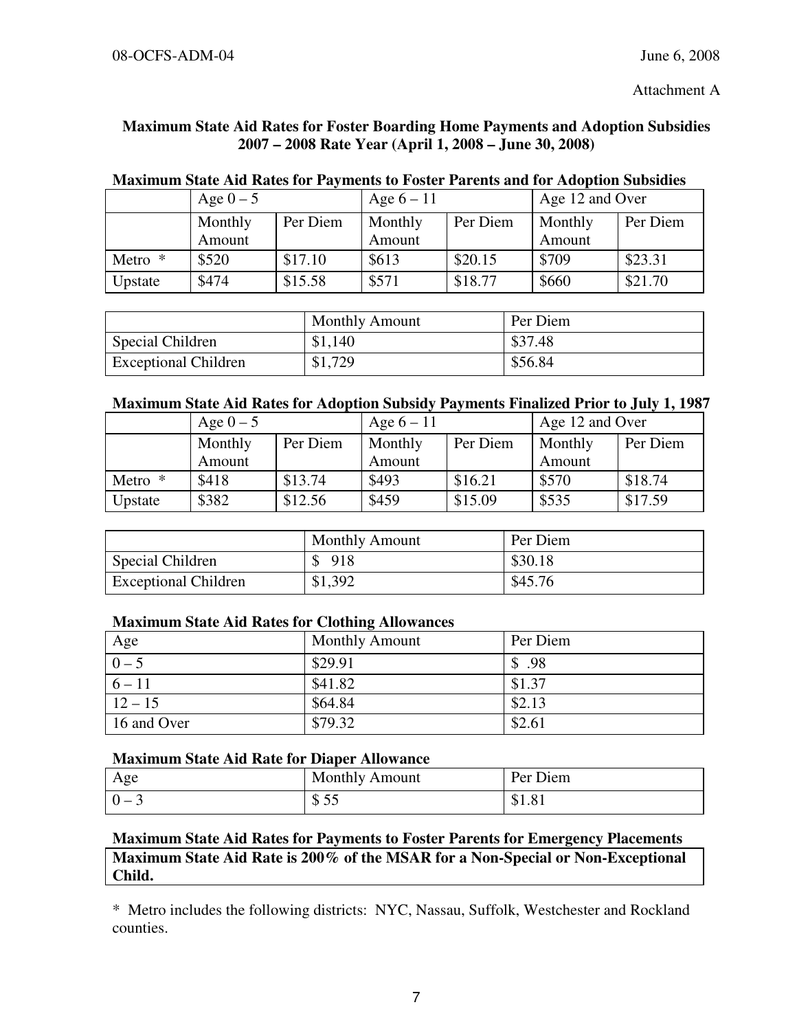Attachment A

### Maximum State Aid Rates for Foster Boarding Home Payments and Adoption Subsidies 2007 – 2008 Rate Year (April 1, 2008 – June 30, 2008)

**Maximum State Aid Rates for Payments to Foster Parents and for Adoption Subsidies**

| | Age 0 – 5 | | Age 6 – 11 | | Age 12 and Over | |
|---|---|---|---|---|---|---|
| | Monthly Amount | Per Diem | Monthly Amount | Per Diem | Monthly Amount | Per Diem |
| Metro * | $520 | $17.10 | $613 | $20.15 | $709 | $23.31 |
| Upstate | $474 | $15.58 | $571 | $18.77 | $660 | $21.70 |

| | Monthly Amount | Per Diem |
|---|---|---|
| Special Children | $1,140 | $37.48 |
| Exceptional Children | $1,729 | $56.84 |

**Maximum State Aid Rates for Adoption Subsidy Payments Finalized Prior to July 1, 1987**

| | Age 0 – 5 | | Age 6 – 11 | | Age 12 and Over | |
|---|---|---|---|---|---|---|
| | Monthly Amount | Per Diem | Monthly Amount | Per Diem | Monthly Amount | Per Diem |
| Metro * | $418 | $13.74 | $493 | $16.21 | $570 | $18.74 |
| Upstate | $382 | $12.56 | $459 | $15.09 | $535 | $17.59 |

| | Monthly Amount | Per Diem |
|---|---|---|
| Special Children | $ 918 | $30.18 |
| Exceptional Children | $1,392 | $45.76 |

**Maximum State Aid Rates for Clothing Allowances**

| Age | Monthly Amount | Per Diem |
|---|---|---|
| 0 – 5 | $29.91 | $ .98 |
| 6 – 11 | $41.82 | $1.37 |
| 12 – 15 | $64.84 | $2.13 |
| 16 and Over | $79.32 | $2.61 |

**Maximum State Aid Rate for Diaper Allowance**

| Age | Monthly Amount | Per Diem |
|---|---|---|
| 0 – 3 | $ 55 | $1.81 |

**Maximum State Aid Rates for Payments to Foster Parents for Emergency Placements**

**Maximum State Aid Rate is 200% of the MSAR for a Non-Special or Non-Exceptional Child.**

* Metro includes the following districts: NYC, Nassau, Suffolk, Westchester and Rockland counties.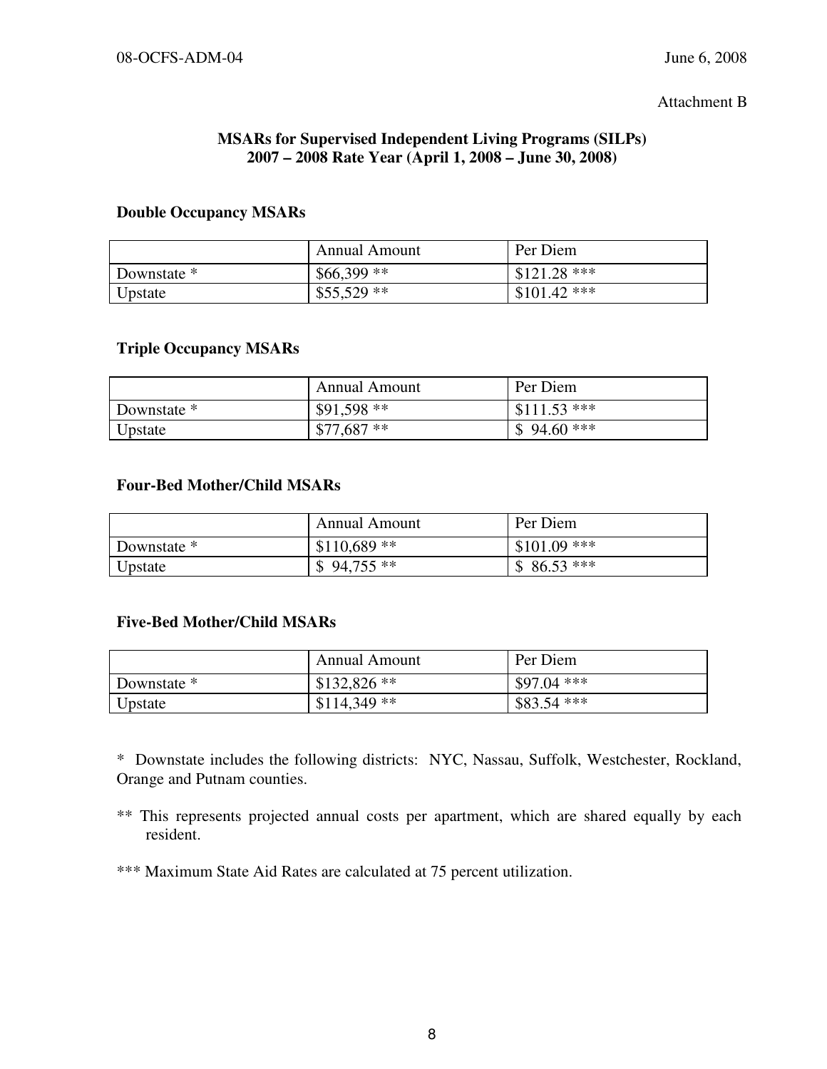Attachment B

**MSARs for Supervised Independent Living Programs (SILPs)**
**2007 – 2008 Rate Year (April 1, 2008 – June 30, 2008)**

**Double Occupancy MSARs**

| | Annual Amount | Per Diem |
|---|---|---|
| Downstate * | $66,399 ** | $121.28 *** |
| Upstate | $55,529 ** | $101.42 *** |

**Triple Occupancy MSARs**

| | Annual Amount | Per Diem |
|---|---|---|
| Downstate * | $91,598 ** | $111.53 *** |
| Upstate | $77,687 ** | $ 94.60 *** |

**Four-Bed Mother/Child MSARs**

| | Annual Amount | Per Diem |
|---|---|---|
| Downstate * | $110,689 ** | $101.09 *** |
| Upstate | $ 94,755 ** | $ 86.53 *** |

**Five-Bed Mother/Child MSARs**

| | Annual Amount | Per Diem |
|---|---|---|
| Downstate * | $132,826 ** | $97.04 *** |
| Upstate | $114,349 ** | $83.54 *** |

* Downstate includes the following districts: NYC, Nassau, Suffolk, Westchester, Rockland, Orange and Putnam counties.

** This represents projected annual costs per apartment, which are shared equally by each resident.

*** Maximum State Aid Rates are calculated at 75 percent utilization.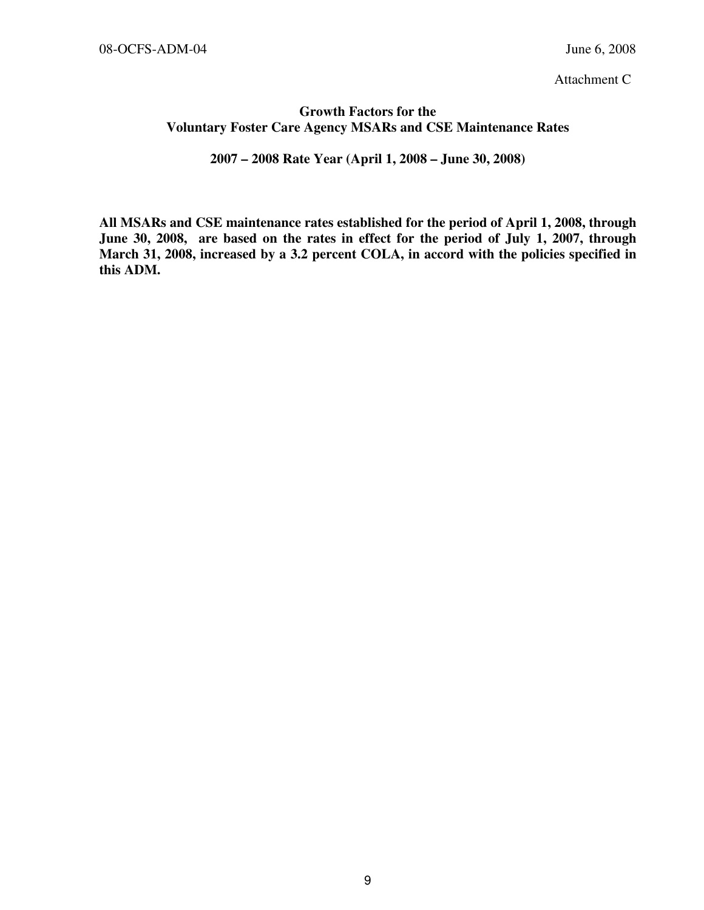Attachment C

## Growth Factors for the Voluntary Foster Care Agency MSARs and CSE Maintenance Rates

### 2007 – 2008 Rate Year (April 1, 2008 – June 30, 2008)

**All MSARs and CSE maintenance rates established for the period of April 1, 2008, through June 30, 2008, are based on the rates in effect for the period of July 1, 2007, through March 31, 2008, increased by a 3.2 percent COLA, in accord with the policies specified in this ADM.**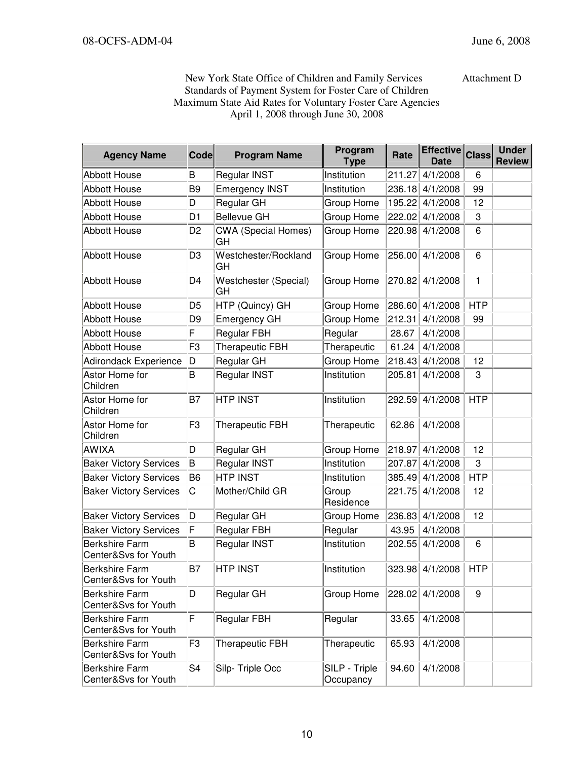New York State Office of Children and Family Services — Attachment D

Standards of Payment System for Foster Care of Children
Maximum State Aid Rates for Voluntary Foster Care Agencies
April 1, 2008 through June 30, 2008

| Agency Name | Code | Program Name | Program Type | Rate | Effective Date | Class | Under Review |
|---|---|---|---|---|---|---|---|
| Abbott House | B | Regular INST | Institution | 211.27 | 4/1/2008 | 6 | |
| Abbott House | B9 | Emergency INST | Institution | 236.18 | 4/1/2008 | 99 | |
| Abbott House | D | Regular GH | Group Home | 195.22 | 4/1/2008 | 12 | |
| Abbott House | D1 | Bellevue GH | Group Home | 222.02 | 4/1/2008 | 3 | |
| Abbott House | D2 | CWA (Special Homes) GH | Group Home | 220.98 | 4/1/2008 | 6 | |
| Abbott House | D3 | Westchester/Rockland GH | Group Home | 256.00 | 4/1/2008 | 6 | |
| Abbott House | D4 | Westchester (Special) GH | Group Home | 270.82 | 4/1/2008 | 1 | |
| Abbott House | D5 | HTP (Quincy) GH | Group Home | 286.60 | 4/1/2008 | HTP | |
| Abbott House | D9 | Emergency GH | Group Home | 212.31 | 4/1/2008 | 99 | |
| Abbott House | F | Regular FBH | Regular | 28.67 | 4/1/2008 | | |
| Abbott House | F3 | Therapeutic FBH | Therapeutic | 61.24 | 4/1/2008 | | |
| Adirondack Experience | D | Regular GH | Group Home | 218.43 | 4/1/2008 | 12 | |
| Astor Home for Children | B | Regular INST | Institution | 205.81 | 4/1/2008 | 3 | |
| Astor Home for Children | B7 | HTP INST | Institution | 292.59 | 4/1/2008 | HTP | |
| Astor Home for Children | F3 | Therapeutic FBH | Therapeutic | 62.86 | 4/1/2008 | | |
| AWIXA | D | Regular GH | Group Home | 218.97 | 4/1/2008 | 12 | |
| Baker Victory Services | B | Regular INST | Institution | 207.87 | 4/1/2008 | 3 | |
| Baker Victory Services | B6 | HTP INST | Institution | 385.49 | 4/1/2008 | HTP | |
| Baker Victory Services | C | Mother/Child GR | Group Residence | 221.75 | 4/1/2008 | 12 | |
| Baker Victory Services | D | Regular GH | Group Home | 236.83 | 4/1/2008 | 12 | |
| Baker Victory Services | F | Regular FBH | Regular | 43.95 | 4/1/2008 | | |
| Berkshire Farm Center&Svs for Youth | B | Regular INST | Institution | 202.55 | 4/1/2008 | 6 | |
| Berkshire Farm Center&Svs for Youth | B7 | HTP INST | Institution | 323.98 | 4/1/2008 | HTP | |
| Berkshire Farm Center&Svs for Youth | D | Regular GH | Group Home | 228.02 | 4/1/2008 | 9 | |
| Berkshire Farm Center&Svs for Youth | F | Regular FBH | Regular | 33.65 | 4/1/2008 | | |
| Berkshire Farm Center&Svs for Youth | F3 | Therapeutic FBH | Therapeutic | 65.93 | 4/1/2008 | | |
| Berkshire Farm Center&Svs for Youth | S4 | Silp- Triple Occ | SILP - Triple Occupancy | 94.60 | 4/1/2008 | | |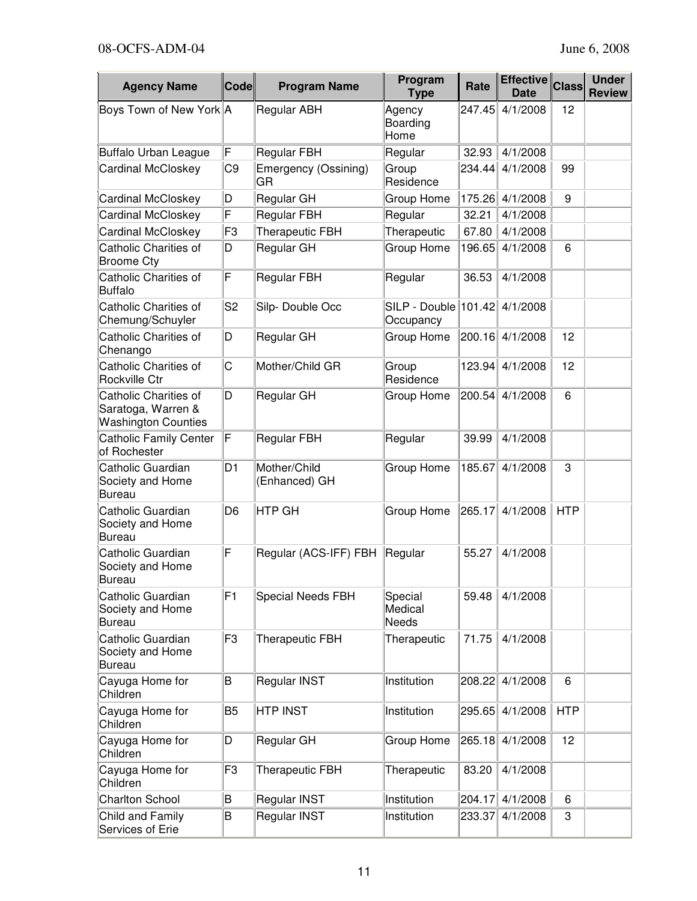| Agency Name | Code | Program Name | Program Type | Rate | Effective Date | Class | Under Review |
|---|---|---|---|---|---|---|---|
| Boys Town of New York | A | Regular ABH | Agency Boarding Home | 247.45 | 4/1/2008 | 12 | |
| Buffalo Urban League | F | Regular FBH | Regular | 32.93 | 4/1/2008 | | |
| Cardinal McCloskey | C9 | Emergency (Ossining) GR | Group Residence | 234.44 | 4/1/2008 | 99 | |
| Cardinal McCloskey | D | Regular GH | Group Home | 175.26 | 4/1/2008 | 9 | |
| Cardinal McCloskey | F | Regular FBH | Regular | 32.21 | 4/1/2008 | | |
| Cardinal McCloskey | F3 | Therapeutic FBH | Therapeutic | 67.80 | 4/1/2008 | | |
| Catholic Charities of Broome Cty | D | Regular GH | Group Home | 196.65 | 4/1/2008 | 6 | |
| Catholic Charities of Buffalo | F | Regular FBH | Regular | 36.53 | 4/1/2008 | | |
| Catholic Charities of Chemung/Schuyler | S2 | Silp- Double Occ | SILP - Double Occupancy | 101.42 | 4/1/2008 | | |
| Catholic Charities of Chenango | D | Regular GH | Group Home | 200.16 | 4/1/2008 | 12 | |
| Catholic Charities of Rockville Ctr | C | Mother/Child GR | Group Residence | 123.94 | 4/1/2008 | 12 | |
| Catholic Charities of Saratoga, Warren & Washington Counties | D | Regular GH | Group Home | 200.54 | 4/1/2008 | 6 | |
| Catholic Family Center of Rochester | F | Regular FBH | Regular | 39.99 | 4/1/2008 | | |
| Catholic Guardian Society and Home Bureau | D1 | Mother/Child (Enhanced) GH | Group Home | 185.67 | 4/1/2008 | 3 | |
| Catholic Guardian Society and Home Bureau | D6 | HTP GH | Group Home | 265.17 | 4/1/2008 | HTP | |
| Catholic Guardian Society and Home Bureau | F | Regular (ACS-IFF) FBH | Regular | 55.27 | 4/1/2008 | | |
| Catholic Guardian Society and Home Bureau | F1 | Special Needs FBH | Special Medical Needs | 59.48 | 4/1/2008 | | |
| Catholic Guardian Society and Home Bureau | F3 | Therapeutic FBH | Therapeutic | 71.75 | 4/1/2008 | | |
| Cayuga Home for Children | B | Regular INST | Institution | 208.22 | 4/1/2008 | 6 | |
| Cayuga Home for Children | B5 | HTP INST | Institution | 295.65 | 4/1/2008 | HTP | |
| Cayuga Home for Children | D | Regular GH | Group Home | 265.18 | 4/1/2008 | 12 | |
| Cayuga Home for Children | F3 | Therapeutic FBH | Therapeutic | 83.20 | 4/1/2008 | | |
| Charlton School | B | Regular INST | Institution | 204.17 | 4/1/2008 | 6 | |
| Child and Family Services of Erie | B | Regular INST | Institution | 233.37 | 4/1/2008 | 3 | |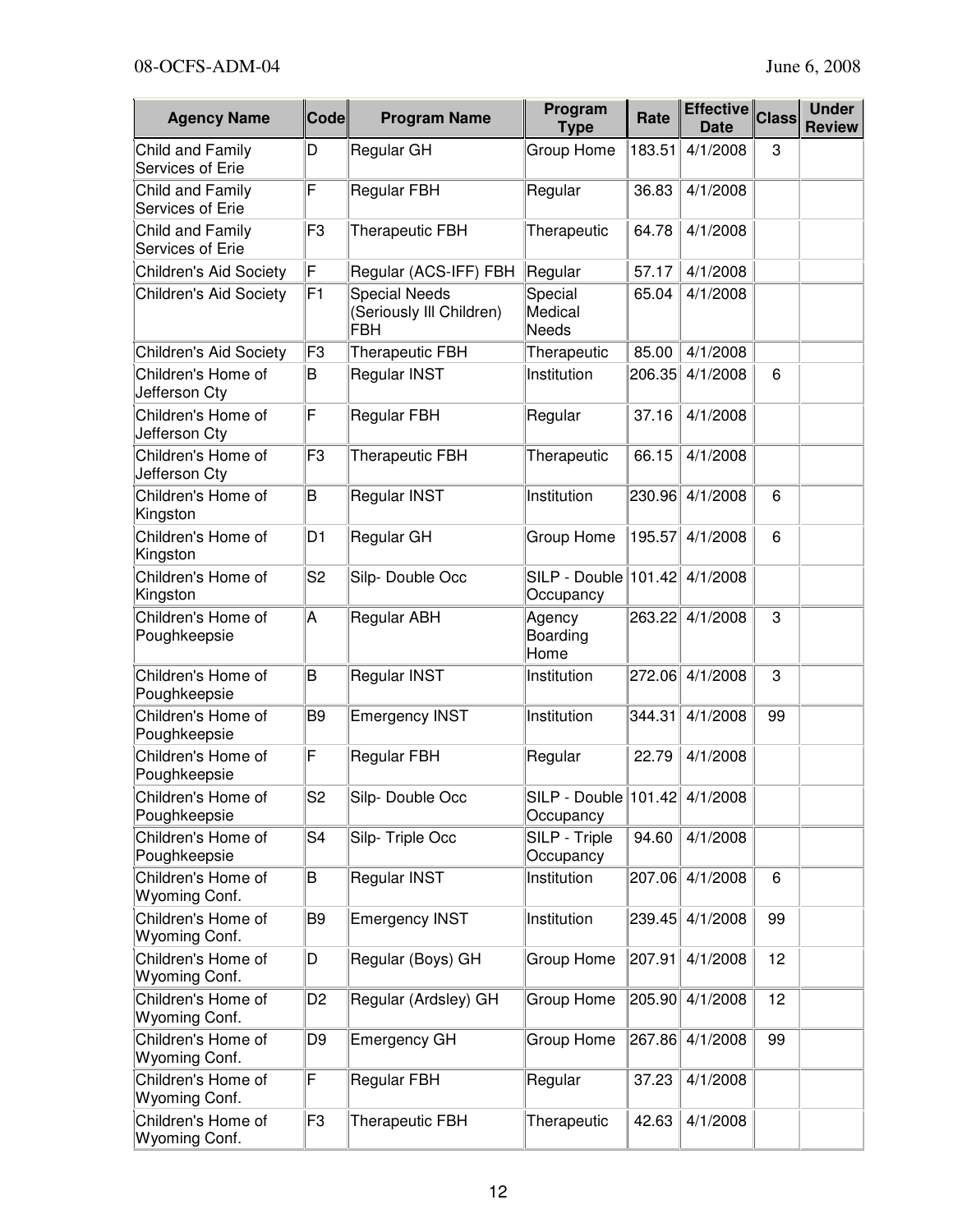| Agency Name | Code | Program Name | Program Type | Rate | Effective Date | Class | Under Review |
|---|---|---|---|---|---|---|---|
| Child and Family Services of Erie | D | Regular GH | Group Home | 183.51 | 4/1/2008 | 3 | |
| Child and Family Services of Erie | F | Regular FBH | Regular | 36.83 | 4/1/2008 | | |
| Child and Family Services of Erie | F3 | Therapeutic FBH | Therapeutic | 64.78 | 4/1/2008 | | |
| Children's Aid Society | F | Regular (ACS-IFF) FBH | Regular | 57.17 | 4/1/2008 | | |
| Children's Aid Society | F1 | Special Needs (Seriously Ill Children) FBH | Special Medical Needs | 65.04 | 4/1/2008 | | |
| Children's Aid Society | F3 | Therapeutic FBH | Therapeutic | 85.00 | 4/1/2008 | | |
| Children's Home of Jefferson Cty | B | Regular INST | Institution | 206.35 | 4/1/2008 | 6 | |
| Children's Home of Jefferson Cty | F | Regular FBH | Regular | 37.16 | 4/1/2008 | | |
| Children's Home of Jefferson Cty | F3 | Therapeutic FBH | Therapeutic | 66.15 | 4/1/2008 | | |
| Children's Home of Kingston | B | Regular INST | Institution | 230.96 | 4/1/2008 | 6 | |
| Children's Home of Kingston | D1 | Regular GH | Group Home | 195.57 | 4/1/2008 | 6 | |
| Children's Home of Kingston | S2 | Silp- Double Occ | SILP - Double Occupancy | 101.42 | 4/1/2008 | | |
| Children's Home of Poughkeepsie | A | Regular ABH | Agency Boarding Home | 263.22 | 4/1/2008 | 3 | |
| Children's Home of Poughkeepsie | B | Regular INST | Institution | 272.06 | 4/1/2008 | 3 | |
| Children's Home of Poughkeepsie | B9 | Emergency INST | Institution | 344.31 | 4/1/2008 | 99 | |
| Children's Home of Poughkeepsie | F | Regular FBH | Regular | 22.79 | 4/1/2008 | | |
| Children's Home of Poughkeepsie | S2 | Silp- Double Occ | SILP - Double Occupancy | 101.42 | 4/1/2008 | | |
| Children's Home of Poughkeepsie | S4 | Silp- Triple Occ | SILP - Triple Occupancy | 94.60 | 4/1/2008 | | |
| Children's Home of Wyoming Conf. | B | Regular INST | Institution | 207.06 | 4/1/2008 | 6 | |
| Children's Home of Wyoming Conf. | B9 | Emergency INST | Institution | 239.45 | 4/1/2008 | 99 | |
| Children's Home of Wyoming Conf. | D | Regular (Boys) GH | Group Home | 207.91 | 4/1/2008 | 12 | |
| Children's Home of Wyoming Conf. | D2 | Regular (Ardsley) GH | Group Home | 205.90 | 4/1/2008 | 12 | |
| Children's Home of Wyoming Conf. | D9 | Emergency GH | Group Home | 267.86 | 4/1/2008 | 99 | |
| Children's Home of Wyoming Conf. | F | Regular FBH | Regular | 37.23 | 4/1/2008 | | |
| Children's Home of Wyoming Conf. | F3 | Therapeutic FBH | Therapeutic | 42.63 | 4/1/2008 | | |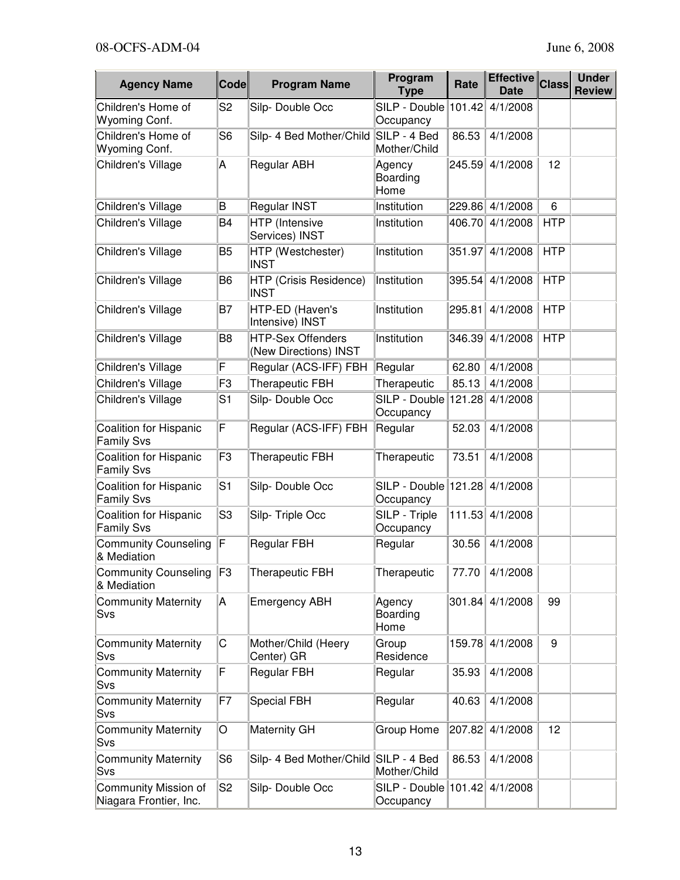| Agency Name | Code | Program Name | Program Type | Rate | Effective Date | Class | Under Review |
|---|---|---|---|---|---|---|---|
| Children's Home of Wyoming Conf. | S2 | Silp- Double Occ | SILP - Double Occupancy | 101.42 | 4/1/2008 | | |
| Children's Home of Wyoming Conf. | S6 | Silp- 4 Bed Mother/Child | SILP - 4 Bed Mother/Child | 86.53 | 4/1/2008 | | |
| Children's Village | A | Regular ABH | Agency Boarding Home | 245.59 | 4/1/2008 | 12 | |
| Children's Village | B | Regular INST | Institution | 229.86 | 4/1/2008 | 6 | |
| Children's Village | B4 | HTP (Intensive Services) INST | Institution | 406.70 | 4/1/2008 | HTP | |
| Children's Village | B5 | HTP (Westchester) INST | Institution | 351.97 | 4/1/2008 | HTP | |
| Children's Village | B6 | HTP (Crisis Residence) INST | Institution | 395.54 | 4/1/2008 | HTP | |
| Children's Village | B7 | HTP-ED (Haven's Intensive) INST | Institution | 295.81 | 4/1/2008 | HTP | |
| Children's Village | B8 | HTP-Sex Offenders (New Directions) INST | Institution | 346.39 | 4/1/2008 | HTP | |
| Children's Village | F | Regular (ACS-IFF) FBH | Regular | 62.80 | 4/1/2008 | | |
| Children's Village | F3 | Therapeutic FBH | Therapeutic | 85.13 | 4/1/2008 | | |
| Children's Village | S1 | Silp- Double Occ | SILP - Double Occupancy | 121.28 | 4/1/2008 | | |
| Coalition for Hispanic Family Svs | F | Regular (ACS-IFF) FBH | Regular | 52.03 | 4/1/2008 | | |
| Coalition for Hispanic Family Svs | F3 | Therapeutic FBH | Therapeutic | 73.51 | 4/1/2008 | | |
| Coalition for Hispanic Family Svs | S1 | Silp- Double Occ | SILP - Double Occupancy | 121.28 | 4/1/2008 | | |
| Coalition for Hispanic Family Svs | S3 | Silp- Triple Occ | SILP - Triple Occupancy | 111.53 | 4/1/2008 | | |
| Community Counseling & Mediation | F | Regular FBH | Regular | 30.56 | 4/1/2008 | | |
| Community Counseling & Mediation | F3 | Therapeutic FBH | Therapeutic | 77.70 | 4/1/2008 | | |
| Community Maternity Svs | A | Emergency ABH | Agency Boarding Home | 301.84 | 4/1/2008 | 99 | |
| Community Maternity Svs | C | Mother/Child (Heery Center) GR | Group Residence | 159.78 | 4/1/2008 | 9 | |
| Community Maternity Svs | F | Regular FBH | Regular | 35.93 | 4/1/2008 | | |
| Community Maternity Svs | F7 | Special FBH | Regular | 40.63 | 4/1/2008 | | |
| Community Maternity Svs | O | Maternity GH | Group Home | 207.82 | 4/1/2008 | 12 | |
| Community Maternity Svs | S6 | Silp- 4 Bed Mother/Child | SILP - 4 Bed Mother/Child | 86.53 | 4/1/2008 | | |
| Community Mission of Niagara Frontier, Inc. | S2 | Silp- Double Occ | SILP - Double Occupancy | 101.42 | 4/1/2008 | | |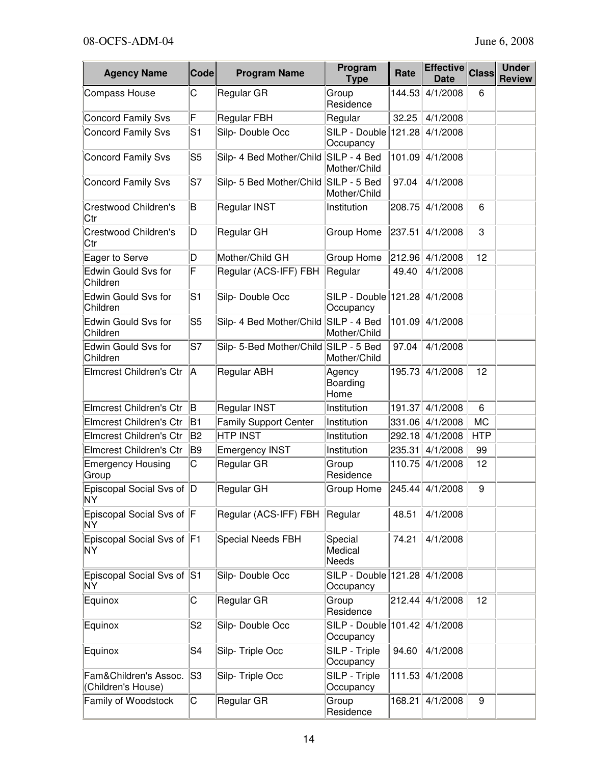| Agency Name | Code | Program Name | Program Type | Rate | Effective Date | Class | Under Review |
|---|---|---|---|---|---|---|---|
| Compass House | C | Regular GR | Group Residence | 144.53 | 4/1/2008 | 6 | |
| Concord Family Svs | F | Regular FBH | Regular | 32.25 | 4/1/2008 | | |
| Concord Family Svs | S1 | Silp- Double Occ | SILP - Double Occupancy | 121.28 | 4/1/2008 | | |
| Concord Family Svs | S5 | Silp- 4 Bed Mother/Child | SILP - 4 Bed Mother/Child | 101.09 | 4/1/2008 | | |
| Concord Family Svs | S7 | Silp- 5 Bed Mother/Child | SILP - 5 Bed Mother/Child | 97.04 | 4/1/2008 | | |
| Crestwood Children's Ctr | B | Regular INST | Institution | 208.75 | 4/1/2008 | 6 | |
| Crestwood Children's Ctr | D | Regular GH | Group Home | 237.51 | 4/1/2008 | 3 | |
| Eager to Serve | D | Mother/Child GH | Group Home | 212.96 | 4/1/2008 | 12 | |
| Edwin Gould Svs for Children | F | Regular (ACS-IFF) FBH | Regular | 49.40 | 4/1/2008 | | |
| Edwin Gould Svs for Children | S1 | Silp- Double Occ | SILP - Double Occupancy | 121.28 | 4/1/2008 | | |
| Edwin Gould Svs for Children | S5 | Silp- 4 Bed Mother/Child | SILP - 4 Bed Mother/Child | 101.09 | 4/1/2008 | | |
| Edwin Gould Svs for Children | S7 | Silp- 5-Bed Mother/Child | SILP - 5 Bed Mother/Child | 97.04 | 4/1/2008 | | |
| Elmcrest Children's Ctr | A | Regular ABH | Agency Boarding Home | 195.73 | 4/1/2008 | 12 | |
| Elmcrest Children's Ctr | B | Regular INST | Institution | 191.37 | 4/1/2008 | 6 | |
| Elmcrest Children's Ctr | B1 | Family Support Center | Institution | 331.06 | 4/1/2008 | MC | |
| Elmcrest Children's Ctr | B2 | HTP INST | Institution | 292.18 | 4/1/2008 | HTP | |
| Elmcrest Children's Ctr | B9 | Emergency INST | Institution | 235.31 | 4/1/2008 | 99 | |
| Emergency Housing Group | C | Regular GR | Group Residence | 110.75 | 4/1/2008 | 12 | |
| Episcopal Social Svs of NY | D | Regular GH | Group Home | 245.44 | 4/1/2008 | 9 | |
| Episcopal Social Svs of NY | F | Regular (ACS-IFF) FBH | Regular | 48.51 | 4/1/2008 | | |
| Episcopal Social Svs of NY | F1 | Special Needs FBH | Special Medical Needs | 74.21 | 4/1/2008 | | |
| Episcopal Social Svs of NY | S1 | Silp- Double Occ | SILP - Double Occupancy | 121.28 | 4/1/2008 | | |
| Equinox | C | Regular GR | Group Residence | 212.44 | 4/1/2008 | 12 | |
| Equinox | S2 | Silp- Double Occ | SILP - Double Occupancy | 101.42 | 4/1/2008 | | |
| Equinox | S4 | Silp- Triple Occ | SILP - Triple Occupancy | 94.60 | 4/1/2008 | | |
| Fam&Children's Assoc. (Children's House) | S3 | Silp- Triple Occ | SILP - Triple Occupancy | 111.53 | 4/1/2008 | | |
| Family of Woodstock | C | Regular GR | Group Residence | 168.21 | 4/1/2008 | 9 | |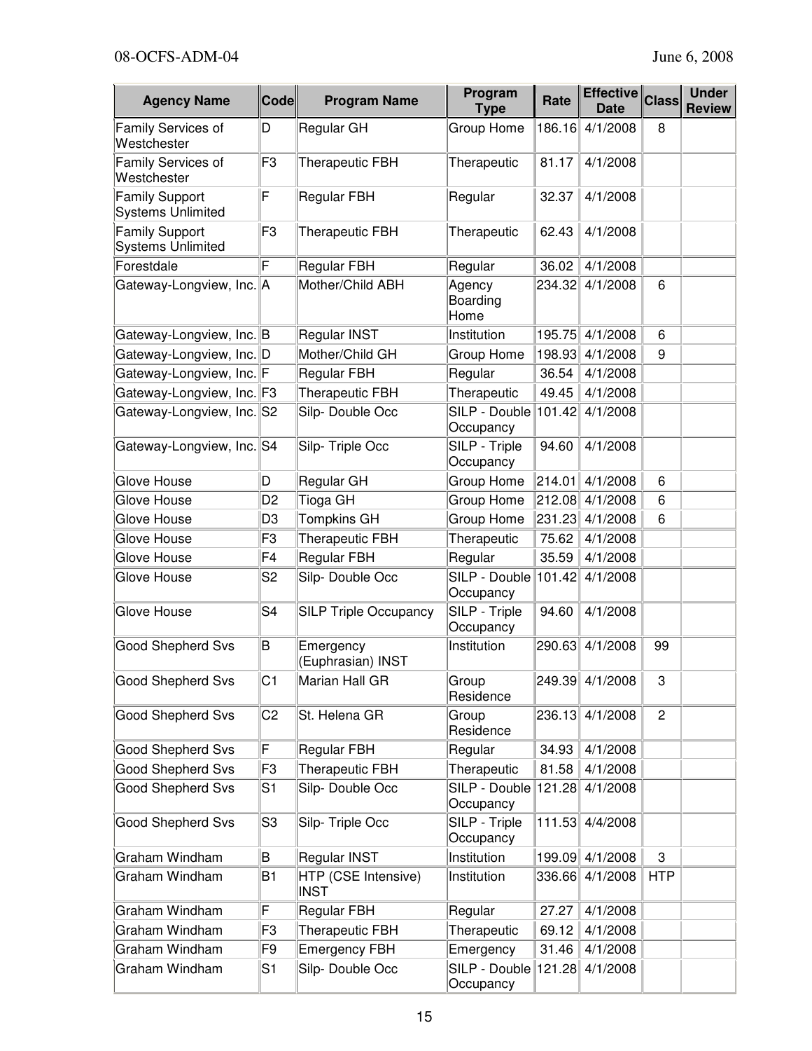| Agency Name | Code | Program Name | Program Type | Rate | Effective Date | Class | Under Review |
|---|---|---|---|---|---|---|---|
| Family Services of Westchester | D | Regular GH | Group Home | 186.16 | 4/1/2008 | 8 | |
| Family Services of Westchester | F3 | Therapeutic FBH | Therapeutic | 81.17 | 4/1/2008 | | |
| Family Support Systems Unlimited | F | Regular FBH | Regular | 32.37 | 4/1/2008 | | |
| Family Support Systems Unlimited | F3 | Therapeutic FBH | Therapeutic | 62.43 | 4/1/2008 | | |
| Forestdale | F | Regular FBH | Regular | 36.02 | 4/1/2008 | | |
| Gateway-Longview, Inc. | A | Mother/Child ABH | Agency Boarding Home | 234.32 | 4/1/2008 | 6 | |
| Gateway-Longview, Inc. | B | Regular INST | Institution | 195.75 | 4/1/2008 | 6 | |
| Gateway-Longview, Inc. | D | Mother/Child GH | Group Home | 198.93 | 4/1/2008 | 9 | |
| Gateway-Longview, Inc. | F | Regular FBH | Regular | 36.54 | 4/1/2008 | | |
| Gateway-Longview, Inc. | F3 | Therapeutic FBH | Therapeutic | 49.45 | 4/1/2008 | | |
| Gateway-Longview, Inc. | S2 | Silp- Double Occ | SILP - Double Occupancy | 101.42 | 4/1/2008 | | |
| Gateway-Longview, Inc. | S4 | Silp- Triple Occ | SILP - Triple Occupancy | 94.60 | 4/1/2008 | | |
| Glove House | D | Regular GH | Group Home | 214.01 | 4/1/2008 | 6 | |
| Glove House | D2 | Tioga GH | Group Home | 212.08 | 4/1/2008 | 6 | |
| Glove House | D3 | Tompkins GH | Group Home | 231.23 | 4/1/2008 | 6 | |
| Glove House | F3 | Therapeutic FBH | Therapeutic | 75.62 | 4/1/2008 | | |
| Glove House | F4 | Regular FBH | Regular | 35.59 | 4/1/2008 | | |
| Glove House | S2 | Silp- Double Occ | SILP - Double Occupancy | 101.42 | 4/1/2008 | | |
| Glove House | S4 | SILP Triple Occupancy | SILP - Triple Occupancy | 94.60 | 4/1/2008 | | |
| Good Shepherd Svs | B | Emergency (Euphrasian) INST | Institution | 290.63 | 4/1/2008 | 99 | |
| Good Shepherd Svs | C1 | Marian Hall GR | Group Residence | 249.39 | 4/1/2008 | 3 | |
| Good Shepherd Svs | C2 | St. Helena GR | Group Residence | 236.13 | 4/1/2008 | 2 | |
| Good Shepherd Svs | F | Regular FBH | Regular | 34.93 | 4/1/2008 | | |
| Good Shepherd Svs | F3 | Therapeutic FBH | Therapeutic | 81.58 | 4/1/2008 | | |
| Good Shepherd Svs | S1 | Silp- Double Occ | SILP - Double Occupancy | 121.28 | 4/1/2008 | | |
| Good Shepherd Svs | S3 | Silp- Triple Occ | SILP - Triple Occupancy | 111.53 | 4/4/2008 | | |
| Graham Windham | B | Regular INST | Institution | 199.09 | 4/1/2008 | 3 | |
| Graham Windham | B1 | HTP (CSE Intensive) INST | Institution | 336.66 | 4/1/2008 | HTP | |
| Graham Windham | F | Regular FBH | Regular | 27.27 | 4/1/2008 | | |
| Graham Windham | F3 | Therapeutic FBH | Therapeutic | 69.12 | 4/1/2008 | | |
| Graham Windham | F9 | Emergency FBH | Emergency | 31.46 | 4/1/2008 | | |
| Graham Windham | S1 | Silp- Double Occ | SILP - Double Occupancy | 121.28 | 4/1/2008 | | |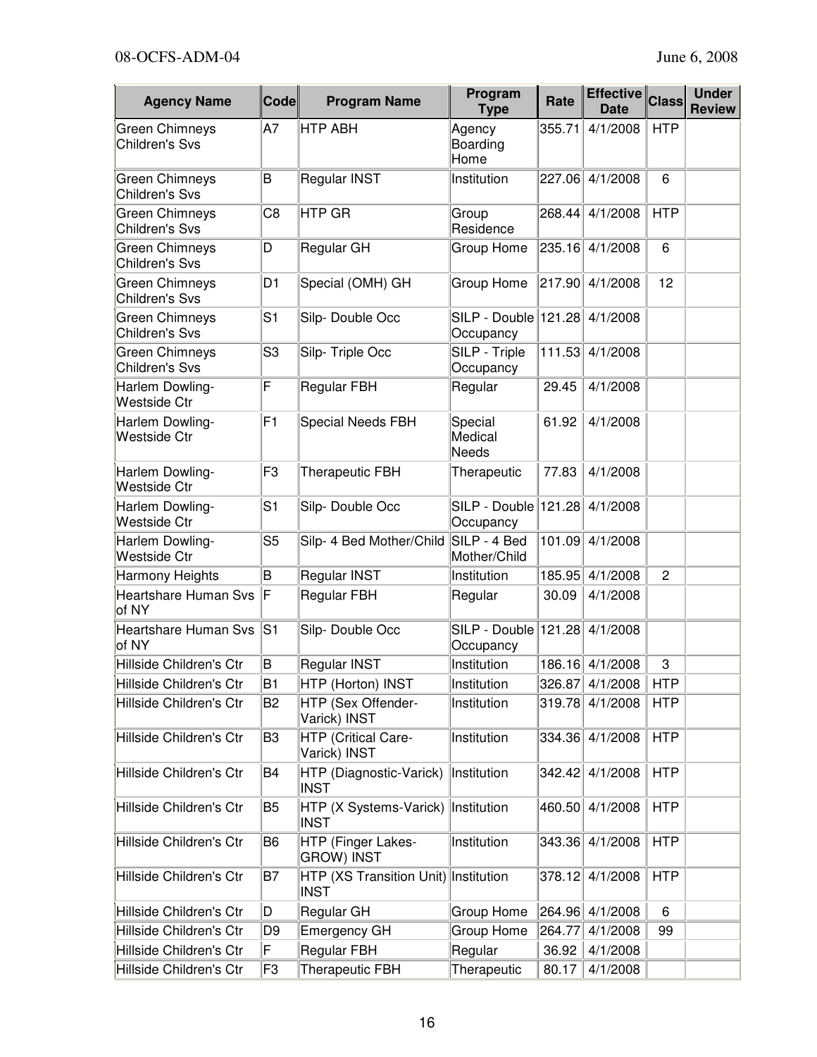| Agency Name | Code | Program Name | Program Type | Rate | Effective Date | Class | Under Review |
|---|---|---|---|---|---|---|---|
| Green Chimneys Children's Svs | A7 | HTP ABH | Agency Boarding Home | 355.71 | 4/1/2008 | HTP | |
| Green Chimneys Children's Svs | B | Regular INST | Institution | 227.06 | 4/1/2008 | 6 | |
| Green Chimneys Children's Svs | C8 | HTP GR | Group Residence | 268.44 | 4/1/2008 | HTP | |
| Green Chimneys Children's Svs | D | Regular GH | Group Home | 235.16 | 4/1/2008 | 6 | |
| Green Chimneys Children's Svs | D1 | Special (OMH) GH | Group Home | 217.90 | 4/1/2008 | 12 | |
| Green Chimneys Children's Svs | S1 | Silp- Double Occ | SILP - Double Occupancy | 121.28 | 4/1/2008 | | |
| Green Chimneys Children's Svs | S3 | Silp- Triple Occ | SILP - Triple Occupancy | 111.53 | 4/1/2008 | | |
| Harlem Dowling-Westside Ctr | F | Regular FBH | Regular | 29.45 | 4/1/2008 | | |
| Harlem Dowling-Westside Ctr | F1 | Special Needs FBH | Special Medical Needs | 61.92 | 4/1/2008 | | |
| Harlem Dowling-Westside Ctr | F3 | Therapeutic FBH | Therapeutic | 77.83 | 4/1/2008 | | |
| Harlem Dowling-Westside Ctr | S1 | Silp- Double Occ | SILP - Double Occupancy | 121.28 | 4/1/2008 | | |
| Harlem Dowling-Westside Ctr | S5 | Silp- 4 Bed Mother/Child | SILP - 4 Bed Mother/Child | 101.09 | 4/1/2008 | | |
| Harmony Heights | B | Regular INST | Institution | 185.95 | 4/1/2008 | 2 | |
| Heartshare Human Svs of NY | F | Regular FBH | Regular | 30.09 | 4/1/2008 | | |
| Heartshare Human Svs of NY | S1 | Silp- Double Occ | SILP - Double Occupancy | 121.28 | 4/1/2008 | | |
| Hillside Children's Ctr | B | Regular INST | Institution | 186.16 | 4/1/2008 | 3 | |
| Hillside Children's Ctr | B1 | HTP (Horton) INST | Institution | 326.87 | 4/1/2008 | HTP | |
| Hillside Children's Ctr | B2 | HTP (Sex Offender-Varick) INST | Institution | 319.78 | 4/1/2008 | HTP | |
| Hillside Children's Ctr | B3 | HTP (Critical Care-Varick) INST | Institution | 334.36 | 4/1/2008 | HTP | |
| Hillside Children's Ctr | B4 | HTP (Diagnostic-Varick) INST | Institution | 342.42 | 4/1/2008 | HTP | |
| Hillside Children's Ctr | B5 | HTP (X Systems-Varick) INST | Institution | 460.50 | 4/1/2008 | HTP | |
| Hillside Children's Ctr | B6 | HTP (Finger Lakes-GROW) INST | Institution | 343.36 | 4/1/2008 | HTP | |
| Hillside Children's Ctr | B7 | HTP (XS Transition Unit) INST | Institution | 378.12 | 4/1/2008 | HTP | |
| Hillside Children's Ctr | D | Regular GH | Group Home | 264.96 | 4/1/2008 | 6 | |
| Hillside Children's Ctr | D9 | Emergency GH | Group Home | 264.77 | 4/1/2008 | 99 | |
| Hillside Children's Ctr | F | Regular FBH | Regular | 36.92 | 4/1/2008 | | |
| Hillside Children's Ctr | F3 | Therapeutic FBH | Therapeutic | 80.17 | 4/1/2008 | | |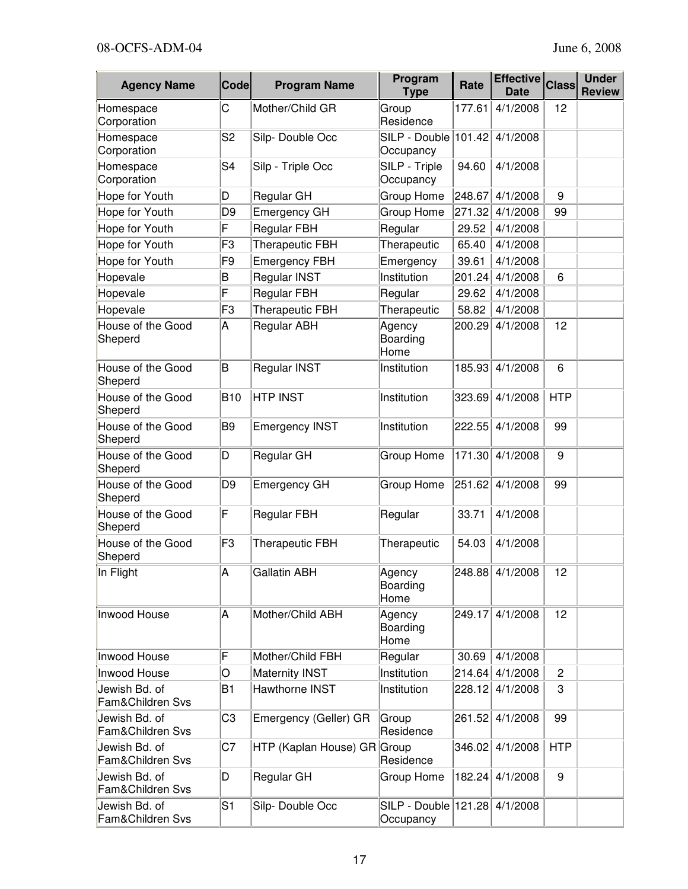| Agency Name | Code | Program Name | Program Type | Rate | Effective Date | Class | Under Review |
|---|---|---|---|---|---|---|---|
| Homespace Corporation | C | Mother/Child GR | Group Residence | 177.61 | 4/1/2008 | 12 | |
| Homespace Corporation | S2 | Silp- Double Occ | SILP - Double Occupancy | 101.42 | 4/1/2008 | | |
| Homespace Corporation | S4 | Silp - Triple Occ | SILP - Triple Occupancy | 94.60 | 4/1/2008 | | |
| Hope for Youth | D | Regular GH | Group Home | 248.67 | 4/1/2008 | 9 | |
| Hope for Youth | D9 | Emergency GH | Group Home | 271.32 | 4/1/2008 | 99 | |
| Hope for Youth | F | Regular FBH | Regular | 29.52 | 4/1/2008 | | |
| Hope for Youth | F3 | Therapeutic FBH | Therapeutic | 65.40 | 4/1/2008 | | |
| Hope for Youth | F9 | Emergency FBH | Emergency | 39.61 | 4/1/2008 | | |
| Hopevale | B | Regular INST | Institution | 201.24 | 4/1/2008 | 6 | |
| Hopevale | F | Regular FBH | Regular | 29.62 | 4/1/2008 | | |
| Hopevale | F3 | Therapeutic FBH | Therapeutic | 58.82 | 4/1/2008 | | |
| House of the Good Sheperd | A | Regular ABH | Agency Boarding Home | 200.29 | 4/1/2008 | 12 | |
| House of the Good Sheperd | B | Regular INST | Institution | 185.93 | 4/1/2008 | 6 | |
| House of the Good Sheperd | B10 | HTP INST | Institution | 323.69 | 4/1/2008 | HTP | |
| House of the Good Sheperd | B9 | Emergency INST | Institution | 222.55 | 4/1/2008 | 99 | |
| House of the Good Sheperd | D | Regular GH | Group Home | 171.30 | 4/1/2008 | 9 | |
| House of the Good Sheperd | D9 | Emergency GH | Group Home | 251.62 | 4/1/2008 | 99 | |
| House of the Good Sheperd | F | Regular FBH | Regular | 33.71 | 4/1/2008 | | |
| House of the Good Sheperd | F3 | Therapeutic FBH | Therapeutic | 54.03 | 4/1/2008 | | |
| In Flight | A | Gallatin ABH | Agency Boarding Home | 248.88 | 4/1/2008 | 12 | |
| Inwood House | A | Mother/Child ABH | Agency Boarding Home | 249.17 | 4/1/2008 | 12 | |
| Inwood House | F | Mother/Child FBH | Regular | 30.69 | 4/1/2008 | | |
| Inwood House | O | Maternity INST | Institution | 214.64 | 4/1/2008 | 2 | |
| Jewish Bd. of Fam&Children Svs | B1 | Hawthorne INST | Institution | 228.12 | 4/1/2008 | 3 | |
| Jewish Bd. of Fam&Children Svs | C3 | Emergency (Geller) GR | Group Residence | 261.52 | 4/1/2008 | 99 | |
| Jewish Bd. of Fam&Children Svs | C7 | HTP (Kaplan House) GR | Group Residence | 346.02 | 4/1/2008 | HTP | |
| Jewish Bd. of Fam&Children Svs | D | Regular GH | Group Home | 182.24 | 4/1/2008 | 9 | |
| Jewish Bd. of Fam&Children Svs | S1 | Silp- Double Occ | SILP - Double Occupancy | 121.28 | 4/1/2008 | | |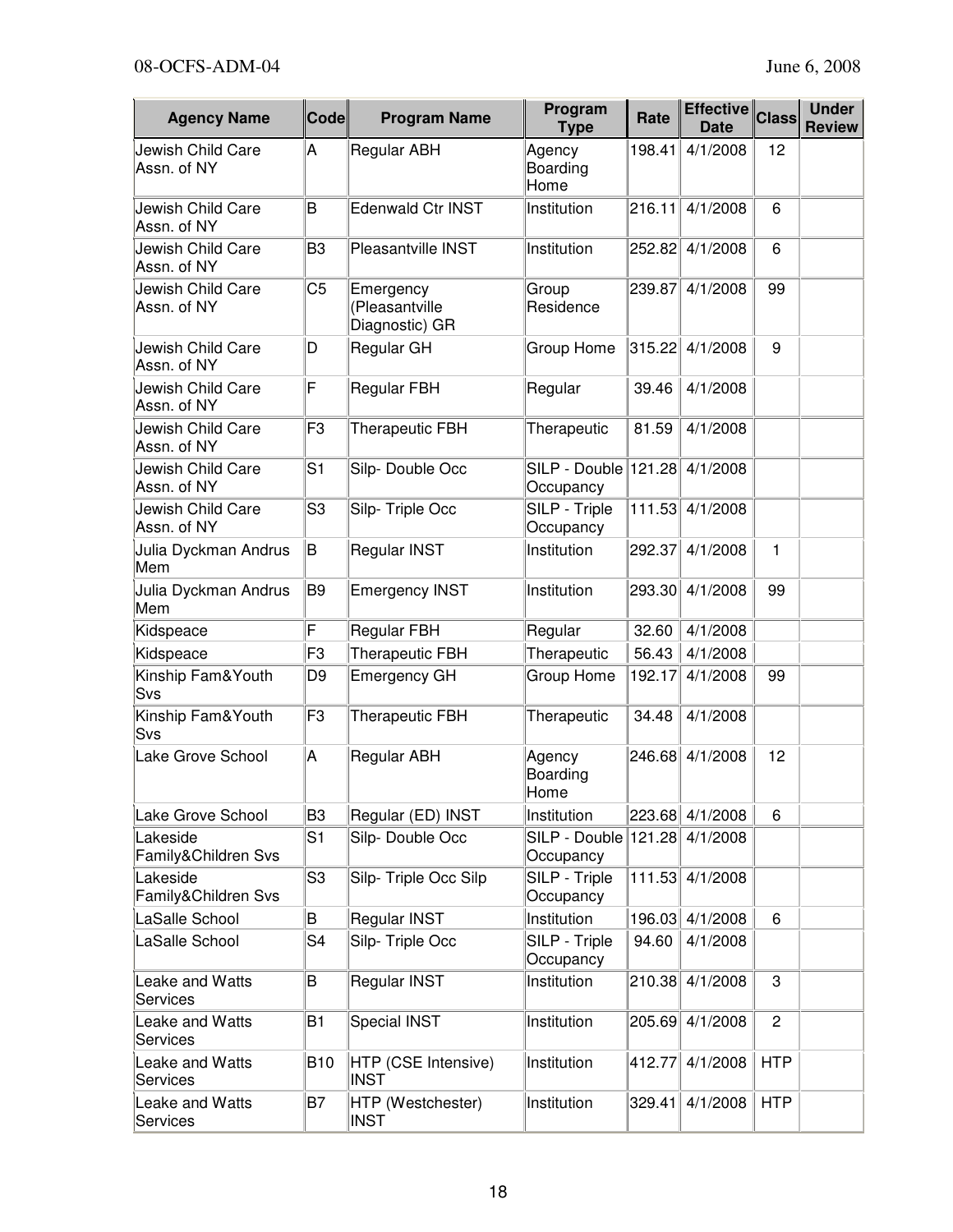| Agency Name | Code | Program Name | Program Type | Rate | Effective Date | Class | Under Review |
|---|---|---|---|---|---|---|---|
| Jewish Child Care Assn. of NY | A | Regular ABH | Agency Boarding Home | 198.41 | 4/1/2008 | 12 | |
| Jewish Child Care Assn. of NY | B | Edenwald Ctr INST | Institution | 216.11 | 4/1/2008 | 6 | |
| Jewish Child Care Assn. of NY | B3 | Pleasantville INST | Institution | 252.82 | 4/1/2008 | 6 | |
| Jewish Child Care Assn. of NY | C5 | Emergency (Pleasantville Diagnostic) GR | Group Residence | 239.87 | 4/1/2008 | 99 | |
| Jewish Child Care Assn. of NY | D | Regular GH | Group Home | 315.22 | 4/1/2008 | 9 | |
| Jewish Child Care Assn. of NY | F | Regular FBH | Regular | 39.46 | 4/1/2008 | | |
| Jewish Child Care Assn. of NY | F3 | Therapeutic FBH | Therapeutic | 81.59 | 4/1/2008 | | |
| Jewish Child Care Assn. of NY | S1 | Silp- Double Occ | SILP - Double Occupancy | 121.28 | 4/1/2008 | | |
| Jewish Child Care Assn. of NY | S3 | Silp- Triple Occ | SILP - Triple Occupancy | 111.53 | 4/1/2008 | | |
| Julia Dyckman Andrus Mem | B | Regular INST | Institution | 292.37 | 4/1/2008 | 1 | |
| Julia Dyckman Andrus Mem | B9 | Emergency INST | Institution | 293.30 | 4/1/2008 | 99 | |
| Kidspeace | F | Regular FBH | Regular | 32.60 | 4/1/2008 | | |
| Kidspeace | F3 | Therapeutic FBH | Therapeutic | 56.43 | 4/1/2008 | | |
| Kinship Fam&Youth Svs | D9 | Emergency GH | Group Home | 192.17 | 4/1/2008 | 99 | |
| Kinship Fam&Youth Svs | F3 | Therapeutic FBH | Therapeutic | 34.48 | 4/1/2008 | | |
| Lake Grove School | A | Regular ABH | Agency Boarding Home | 246.68 | 4/1/2008 | 12 | |
| Lake Grove School | B3 | Regular (ED) INST | Institution | 223.68 | 4/1/2008 | 6 | |
| Lakeside Family&Children Svs | S1 | Silp- Double Occ | SILP - Double Occupancy | 121.28 | 4/1/2008 | | |
| Lakeside Family&Children Svs | S3 | Silp- Triple Occ Silp | SILP - Triple Occupancy | 111.53 | 4/1/2008 | | |
| LaSalle School | B | Regular INST | Institution | 196.03 | 4/1/2008 | 6 | |
| LaSalle School | S4 | Silp- Triple Occ | SILP - Triple Occupancy | 94.60 | 4/1/2008 | | |
| Leake and Watts Services | B | Regular INST | Institution | 210.38 | 4/1/2008 | 3 | |
| Leake and Watts Services | B1 | Special INST | Institution | 205.69 | 4/1/2008 | 2 | |
| Leake and Watts Services | B10 | HTP (CSE Intensive) INST | Institution | 412.77 | 4/1/2008 | HTP | |
| Leake and Watts Services | B7 | HTP (Westchester) INST | Institution | 329.41 | 4/1/2008 | HTP | |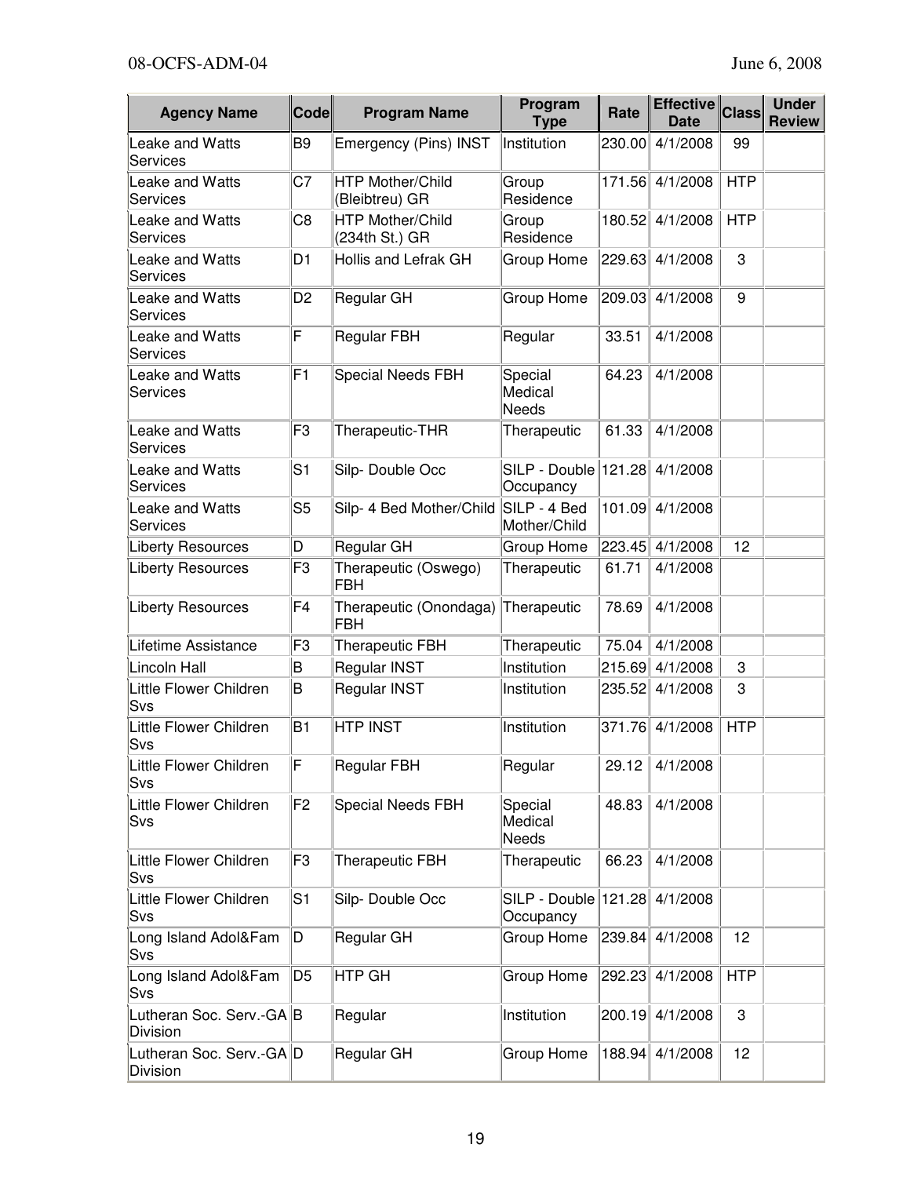| Agency Name | Code | Program Name | Program Type | Rate | Effective Date | Class | Under Review |
|---|---|---|---|---|---|---|---|
| Leake and Watts Services | B9 | Emergency (Pins) INST | Institution | 230.00 | 4/1/2008 | 99 | |
| Leake and Watts Services | C7 | HTP Mother/Child (Bleibtreu) GR | Group Residence | 171.56 | 4/1/2008 | HTP | |
| Leake and Watts Services | C8 | HTP Mother/Child (234th St.) GR | Group Residence | 180.52 | 4/1/2008 | HTP | |
| Leake and Watts Services | D1 | Hollis and Lefrak GH | Group Home | 229.63 | 4/1/2008 | 3 | |
| Leake and Watts Services | D2 | Regular GH | Group Home | 209.03 | 4/1/2008 | 9 | |
| Leake and Watts Services | F | Regular FBH | Regular | 33.51 | 4/1/2008 | | |
| Leake and Watts Services | F1 | Special Needs FBH | Special Medical Needs | 64.23 | 4/1/2008 | | |
| Leake and Watts Services | F3 | Therapeutic-THR | Therapeutic | 61.33 | 4/1/2008 | | |
| Leake and Watts Services | S1 | Silp- Double Occ | SILP - Double Occupancy | 121.28 | 4/1/2008 | | |
| Leake and Watts Services | S5 | Silp- 4 Bed Mother/Child | SILP - 4 Bed Mother/Child | 101.09 | 4/1/2008 | | |
| Liberty Resources | D | Regular GH | Group Home | 223.45 | 4/1/2008 | 12 | |
| Liberty Resources | F3 | Therapeutic (Oswego) FBH | Therapeutic | 61.71 | 4/1/2008 | | |
| Liberty Resources | F4 | Therapeutic (Onondaga) FBH | Therapeutic | 78.69 | 4/1/2008 | | |
| Lifetime Assistance | F3 | Therapeutic FBH | Therapeutic | 75.04 | 4/1/2008 | | |
| Lincoln Hall | B | Regular INST | Institution | 215.69 | 4/1/2008 | 3 | |
| Little Flower Children Svs | B | Regular INST | Institution | 235.52 | 4/1/2008 | 3 | |
| Little Flower Children Svs | B1 | HTP INST | Institution | 371.76 | 4/1/2008 | HTP | |
| Little Flower Children Svs | F | Regular FBH | Regular | 29.12 | 4/1/2008 | | |
| Little Flower Children Svs | F2 | Special Needs FBH | Special Medical Needs | 48.83 | 4/1/2008 | | |
| Little Flower Children Svs | F3 | Therapeutic FBH | Therapeutic | 66.23 | 4/1/2008 | | |
| Little Flower Children Svs | S1 | Silp- Double Occ | SILP - Double Occupancy | 121.28 | 4/1/2008 | | |
| Long Island Adol&Fam Svs | D | Regular GH | Group Home | 239.84 | 4/1/2008 | 12 | |
| Long Island Adol&Fam Svs | D5 | HTP GH | Group Home | 292.23 | 4/1/2008 | HTP | |
| Lutheran Soc. Serv.-GA Division | B | Regular | Institution | 200.19 | 4/1/2008 | 3 | |
| Lutheran Soc. Serv.-GA Division | D | Regular GH | Group Home | 188.94 | 4/1/2008 | 12 | |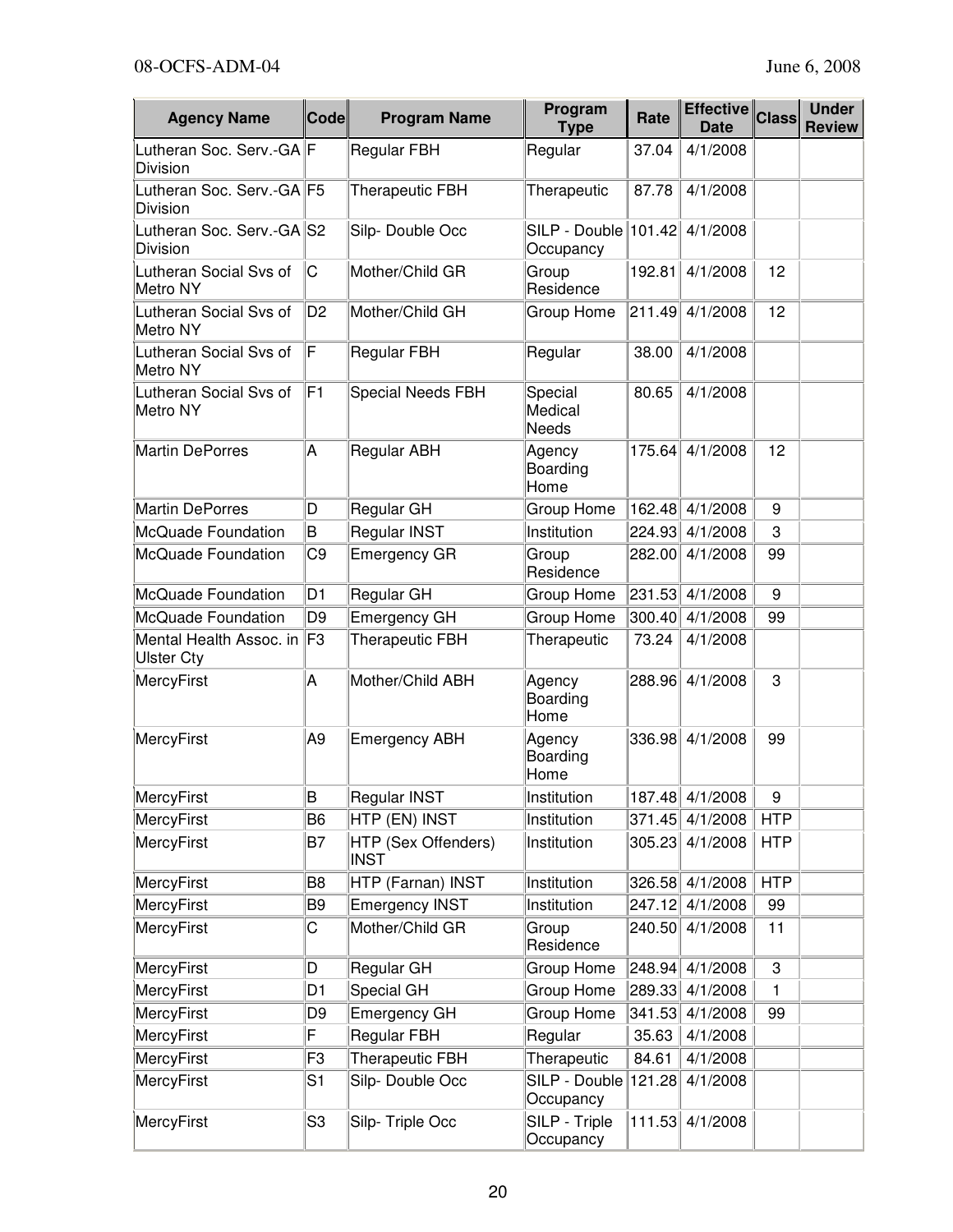| Agency Name | Code | Program Name | Program Type | Rate | Effective Date | Class | Under Review |
|---|---|---|---|---|---|---|---|
| Lutheran Soc. Serv.-GA Division | F | Regular FBH | Regular | 37.04 | 4/1/2008 | | |
| Lutheran Soc. Serv.-GA Division | F5 | Therapeutic FBH | Therapeutic | 87.78 | 4/1/2008 | | |
| Lutheran Soc. Serv.-GA Division | S2 | Silp- Double Occ | SILP - Double Occupancy | 101.42 | 4/1/2008 | | |
| Lutheran Social Svs of Metro NY | C | Mother/Child GR | Group Residence | 192.81 | 4/1/2008 | 12 | |
| Lutheran Social Svs of Metro NY | D2 | Mother/Child GH | Group Home | 211.49 | 4/1/2008 | 12 | |
| Lutheran Social Svs of Metro NY | F | Regular FBH | Regular | 38.00 | 4/1/2008 | | |
| Lutheran Social Svs of Metro NY | F1 | Special Needs FBH | Special Medical Needs | 80.65 | 4/1/2008 | | |
| Martin DePorres | A | Regular ABH | Agency Boarding Home | 175.64 | 4/1/2008 | 12 | |
| Martin DePorres | D | Regular GH | Group Home | 162.48 | 4/1/2008 | 9 | |
| McQuade Foundation | B | Regular INST | Institution | 224.93 | 4/1/2008 | 3 | |
| McQuade Foundation | C9 | Emergency GR | Group Residence | 282.00 | 4/1/2008 | 99 | |
| McQuade Foundation | D1 | Regular GH | Group Home | 231.53 | 4/1/2008 | 9 | |
| McQuade Foundation | D9 | Emergency GH | Group Home | 300.40 | 4/1/2008 | 99 | |
| Mental Health Assoc. in Ulster Cty | F3 | Therapeutic FBH | Therapeutic | 73.24 | 4/1/2008 | | |
| MercyFirst | A | Mother/Child ABH | Agency Boarding Home | 288.96 | 4/1/2008 | 3 | |
| MercyFirst | A9 | Emergency ABH | Agency Boarding Home | 336.98 | 4/1/2008 | 99 | |
| MercyFirst | B | Regular INST | Institution | 187.48 | 4/1/2008 | 9 | |
| MercyFirst | B6 | HTP (EN) INST | Institution | 371.45 | 4/1/2008 | HTP | |
| MercyFirst | B7 | HTP (Sex Offenders) INST | Institution | 305.23 | 4/1/2008 | HTP | |
| MercyFirst | B8 | HTP (Farnan) INST | Institution | 326.58 | 4/1/2008 | HTP | |
| MercyFirst | B9 | Emergency INST | Institution | 247.12 | 4/1/2008 | 99 | |
| MercyFirst | C | Mother/Child GR | Group Residence | 240.50 | 4/1/2008 | 11 | |
| MercyFirst | D | Regular GH | Group Home | 248.94 | 4/1/2008 | 3 | |
| MercyFirst | D1 | Special GH | Group Home | 289.33 | 4/1/2008 | 1 | |
| MercyFirst | D9 | Emergency GH | Group Home | 341.53 | 4/1/2008 | 99 | |
| MercyFirst | F | Regular FBH | Regular | 35.63 | 4/1/2008 | | |
| MercyFirst | F3 | Therapeutic FBH | Therapeutic | 84.61 | 4/1/2008 | | |
| MercyFirst | S1 | Silp- Double Occ | SILP - Double Occupancy | 121.28 | 4/1/2008 | | |
| MercyFirst | S3 | Silp- Triple Occ | SILP - Triple Occupancy | 111.53 | 4/1/2008 | | |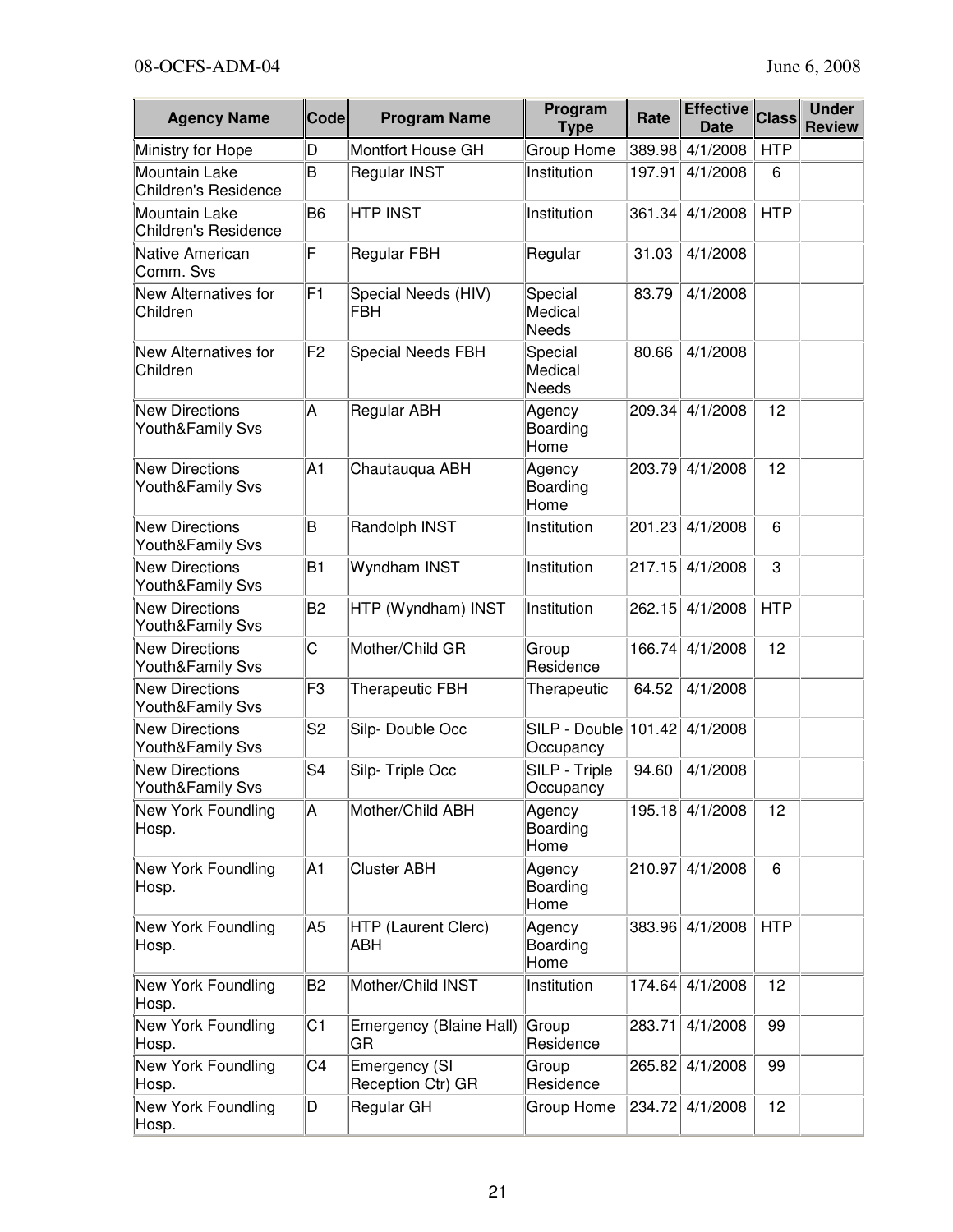| Agency Name | Code | Program Name | Program Type | Rate | Effective Date | Class | Under Review |
|---|---|---|---|---|---|---|---|
| Ministry for Hope | D | Montfort House GH | Group Home | 389.98 | 4/1/2008 | HTP | |
| Mountain Lake Children's Residence | B | Regular INST | Institution | 197.91 | 4/1/2008 | 6 | |
| Mountain Lake Children's Residence | B6 | HTP INST | Institution | 361.34 | 4/1/2008 | HTP | |
| Native American Comm. Svs | F | Regular FBH | Regular | 31.03 | 4/1/2008 | | |
| New Alternatives for Children | F1 | Special Needs (HIV) FBH | Special Medical Needs | 83.79 | 4/1/2008 | | |
| New Alternatives for Children | F2 | Special Needs FBH | Special Medical Needs | 80.66 | 4/1/2008 | | |
| New Directions Youth&Family Svs | A | Regular ABH | Agency Boarding Home | 209.34 | 4/1/2008 | 12 | |
| New Directions Youth&Family Svs | A1 | Chautauqua ABH | Agency Boarding Home | 203.79 | 4/1/2008 | 12 | |
| New Directions Youth&Family Svs | B | Randolph INST | Institution | 201.23 | 4/1/2008 | 6 | |
| New Directions Youth&Family Svs | B1 | Wyndham INST | Institution | 217.15 | 4/1/2008 | 3 | |
| New Directions Youth&Family Svs | B2 | HTP (Wyndham) INST | Institution | 262.15 | 4/1/2008 | HTP | |
| New Directions Youth&Family Svs | C | Mother/Child GR | Group Residence | 166.74 | 4/1/2008 | 12 | |
| New Directions Youth&Family Svs | F3 | Therapeutic FBH | Therapeutic | 64.52 | 4/1/2008 | | |
| New Directions Youth&Family Svs | S2 | Silp- Double Occ | SILP - Double Occupancy | 101.42 | 4/1/2008 | | |
| New Directions Youth&Family Svs | S4 | Silp- Triple Occ | SILP - Triple Occupancy | 94.60 | 4/1/2008 | | |
| New York Foundling Hosp. | A | Mother/Child ABH | Agency Boarding Home | 195.18 | 4/1/2008 | 12 | |
| New York Foundling Hosp. | A1 | Cluster ABH | Agency Boarding Home | 210.97 | 4/1/2008 | 6 | |
| New York Foundling Hosp. | A5 | HTP (Laurent Clerc) ABH | Agency Boarding Home | 383.96 | 4/1/2008 | HTP | |
| New York Foundling Hosp. | B2 | Mother/Child INST | Institution | 174.64 | 4/1/2008 | 12 | |
| New York Foundling Hosp. | C1 | Emergency (Blaine Hall) GR | Group Residence | 283.71 | 4/1/2008 | 99 | |
| New York Foundling Hosp. | C4 | Emergency (SI Reception Ctr) GR | Group Residence | 265.82 | 4/1/2008 | 99 | |
| New York Foundling Hosp. | D | Regular GH | Group Home | 234.72 | 4/1/2008 | 12 | |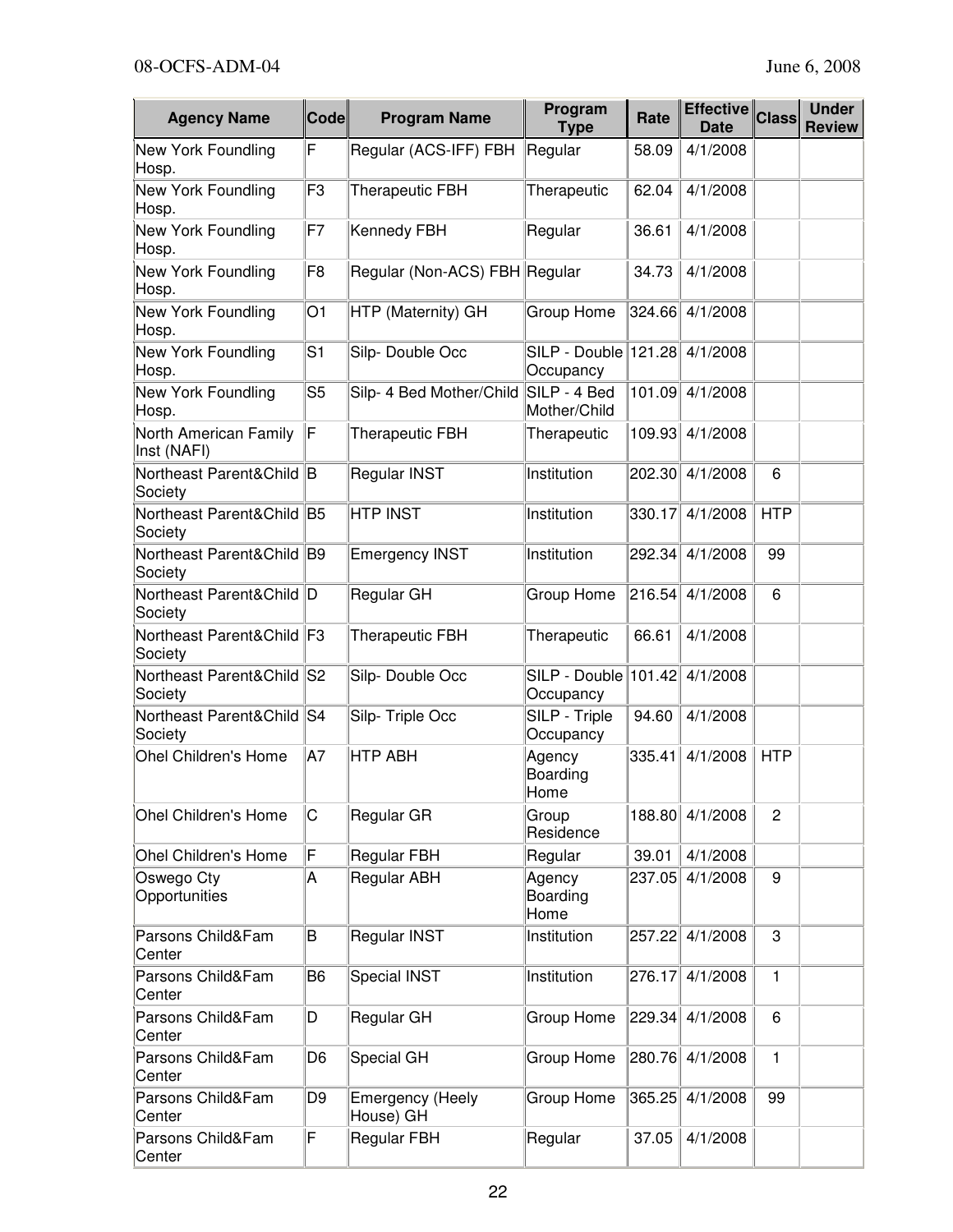| Agency Name | Code | Program Name | Program Type | Rate | Effective Date | Class | Under Review |
|---|---|---|---|---|---|---|---|
| New York Foundling Hosp. | F | Regular (ACS-IFF) FBH | Regular | 58.09 | 4/1/2008 | | |
| New York Foundling Hosp. | F3 | Therapeutic FBH | Therapeutic | 62.04 | 4/1/2008 | | |
| New York Foundling Hosp. | F7 | Kennedy FBH | Regular | 36.61 | 4/1/2008 | | |
| New York Foundling Hosp. | F8 | Regular (Non-ACS) FBH | Regular | 34.73 | 4/1/2008 | | |
| New York Foundling Hosp. | O1 | HTP (Maternity) GH | Group Home | 324.66 | 4/1/2008 | | |
| New York Foundling Hosp. | S1 | Silp- Double Occ | SILP - Double Occupancy | 121.28 | 4/1/2008 | | |
| New York Foundling Hosp. | S5 | Silp- 4 Bed Mother/Child | SILP - 4 Bed Mother/Child | 101.09 | 4/1/2008 | | |
| North American Family Inst (NAFI) | F | Therapeutic FBH | Therapeutic | 109.93 | 4/1/2008 | | |
| Northeast Parent&Child Society | B | Regular INST | Institution | 202.30 | 4/1/2008 | 6 | |
| Northeast Parent&Child Society | B5 | HTP INST | Institution | 330.17 | 4/1/2008 | HTP | |
| Northeast Parent&Child Society | B9 | Emergency INST | Institution | 292.34 | 4/1/2008 | 99 | |
| Northeast Parent&Child Society | D | Regular GH | Group Home | 216.54 | 4/1/2008 | 6 | |
| Northeast Parent&Child Society | F3 | Therapeutic FBH | Therapeutic | 66.61 | 4/1/2008 | | |
| Northeast Parent&Child Society | S2 | Silp- Double Occ | SILP - Double Occupancy | 101.42 | 4/1/2008 | | |
| Northeast Parent&Child Society | S4 | Silp- Triple Occ | SILP - Triple Occupancy | 94.60 | 4/1/2008 | | |
| Ohel Children's Home | A7 | HTP ABH | Agency Boarding Home | 335.41 | 4/1/2008 | HTP | |
| Ohel Children's Home | C | Regular GR | Group Residence | 188.80 | 4/1/2008 | 2 | |
| Ohel Children's Home | F | Regular FBH | Regular | 39.01 | 4/1/2008 | | |
| Oswego Cty Opportunities | A | Regular ABH | Agency Boarding Home | 237.05 | 4/1/2008 | 9 | |
| Parsons Child&Fam Center | B | Regular INST | Institution | 257.22 | 4/1/2008 | 3 | |
| Parsons Child&Fam Center | B6 | Special INST | Institution | 276.17 | 4/1/2008 | 1 | |
| Parsons Child&Fam Center | D | Regular GH | Group Home | 229.34 | 4/1/2008 | 6 | |
| Parsons Child&Fam Center | D6 | Special GH | Group Home | 280.76 | 4/1/2008 | 1 | |
| Parsons Child&Fam Center | D9 | Emergency (Heely House) GH | Group Home | 365.25 | 4/1/2008 | 99 | |
| Parsons Child&Fam Center | F | Regular FBH | Regular | 37.05 | 4/1/2008 | | |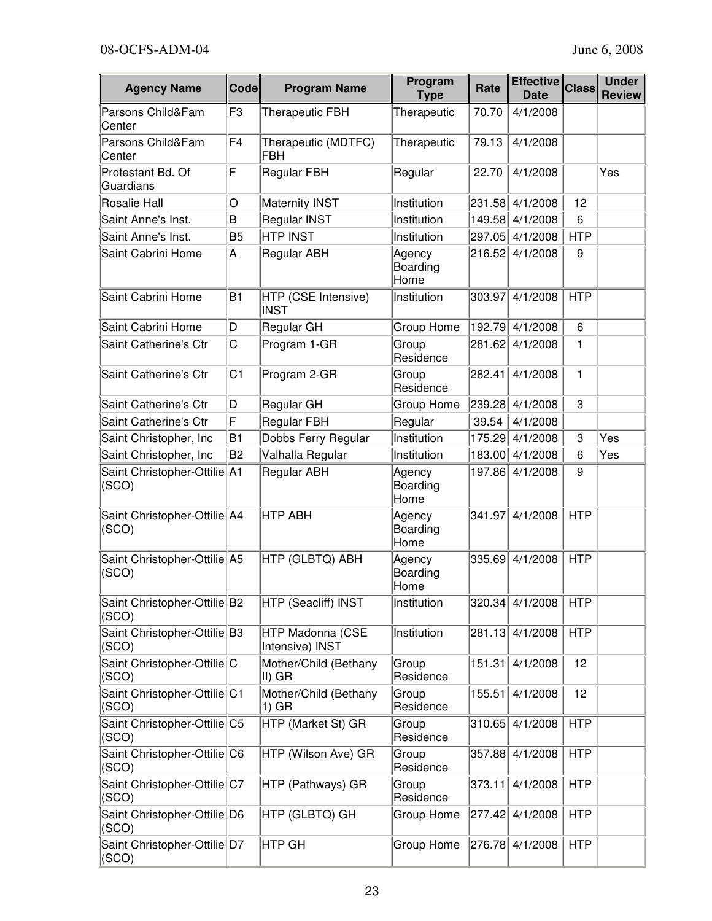| Agency Name | Code | Program Name | Program Type | Rate | Effective Date | Class | Under Review |
|---|---|---|---|---|---|---|---|
| Parsons Child&Fam Center | F3 | Therapeutic FBH | Therapeutic | 70.70 | 4/1/2008 | | |
| Parsons Child&Fam Center | F4 | Therapeutic (MDTFC) FBH | Therapeutic | 79.13 | 4/1/2008 | | |
| Protestant Bd. Of Guardians | F | Regular FBH | Regular | 22.70 | 4/1/2008 | | Yes |
| Rosalie Hall | O | Maternity INST | Institution | 231.58 | 4/1/2008 | 12 | |
| Saint Anne's Inst. | B | Regular INST | Institution | 149.58 | 4/1/2008 | 6 | |
| Saint Anne's Inst. | B5 | HTP INST | Institution | 297.05 | 4/1/2008 | HTP | |
| Saint Cabrini Home | A | Regular ABH | Agency Boarding Home | 216.52 | 4/1/2008 | 9 | |
| Saint Cabrini Home | B1 | HTP (CSE Intensive) INST | Institution | 303.97 | 4/1/2008 | HTP | |
| Saint Cabrini Home | D | Regular GH | Group Home | 192.79 | 4/1/2008 | 6 | |
| Saint Catherine's Ctr | C | Program 1-GR | Group Residence | 281.62 | 4/1/2008 | 1 | |
| Saint Catherine's Ctr | C1 | Program 2-GR | Group Residence | 282.41 | 4/1/2008 | 1 | |
| Saint Catherine's Ctr | D | Regular GH | Group Home | 239.28 | 4/1/2008 | 3 | |
| Saint Catherine's Ctr | F | Regular FBH | Regular | 39.54 | 4/1/2008 | | |
| Saint Christopher, Inc | B1 | Dobbs Ferry Regular | Institution | 175.29 | 4/1/2008 | 3 | Yes |
| Saint Christopher, Inc | B2 | Valhalla Regular | Institution | 183.00 | 4/1/2008 | 6 | Yes |
| Saint Christopher-Ottilie (SCO) | A1 | Regular ABH | Agency Boarding Home | 197.86 | 4/1/2008 | 9 | |
| Saint Christopher-Ottilie (SCO) | A4 | HTP ABH | Agency Boarding Home | 341.97 | 4/1/2008 | HTP | |
| Saint Christopher-Ottilie (SCO) | A5 | HTP (GLBTQ) ABH | Agency Boarding Home | 335.69 | 4/1/2008 | HTP | |
| Saint Christopher-Ottilie (SCO) | B2 | HTP (Seacliff) INST | Institution | 320.34 | 4/1/2008 | HTP | |
| Saint Christopher-Ottilie (SCO) | B3 | HTP Madonna (CSE Intensive) INST | Institution | 281.13 | 4/1/2008 | HTP | |
| Saint Christopher-Ottilie (SCO) | C | Mother/Child (Bethany II) GR | Group Residence | 151.31 | 4/1/2008 | 12 | |
| Saint Christopher-Ottilie (SCO) | C1 | Mother/Child (Bethany 1) GR | Group Residence | 155.51 | 4/1/2008 | 12 | |
| Saint Christopher-Ottilie (SCO) | C5 | HTP (Market St) GR | Group Residence | 310.65 | 4/1/2008 | HTP | |
| Saint Christopher-Ottilie (SCO) | C6 | HTP (Wilson Ave) GR | Group Residence | 357.88 | 4/1/2008 | HTP | |
| Saint Christopher-Ottilie (SCO) | C7 | HTP (Pathways) GR | Group Residence | 373.11 | 4/1/2008 | HTP | |
| Saint Christopher-Ottilie (SCO) | D6 | HTP (GLBTQ) GH | Group Home | 277.42 | 4/1/2008 | HTP | |
| Saint Christopher-Ottilie (SCO) | D7 | HTP GH | Group Home | 276.78 | 4/1/2008 | HTP | |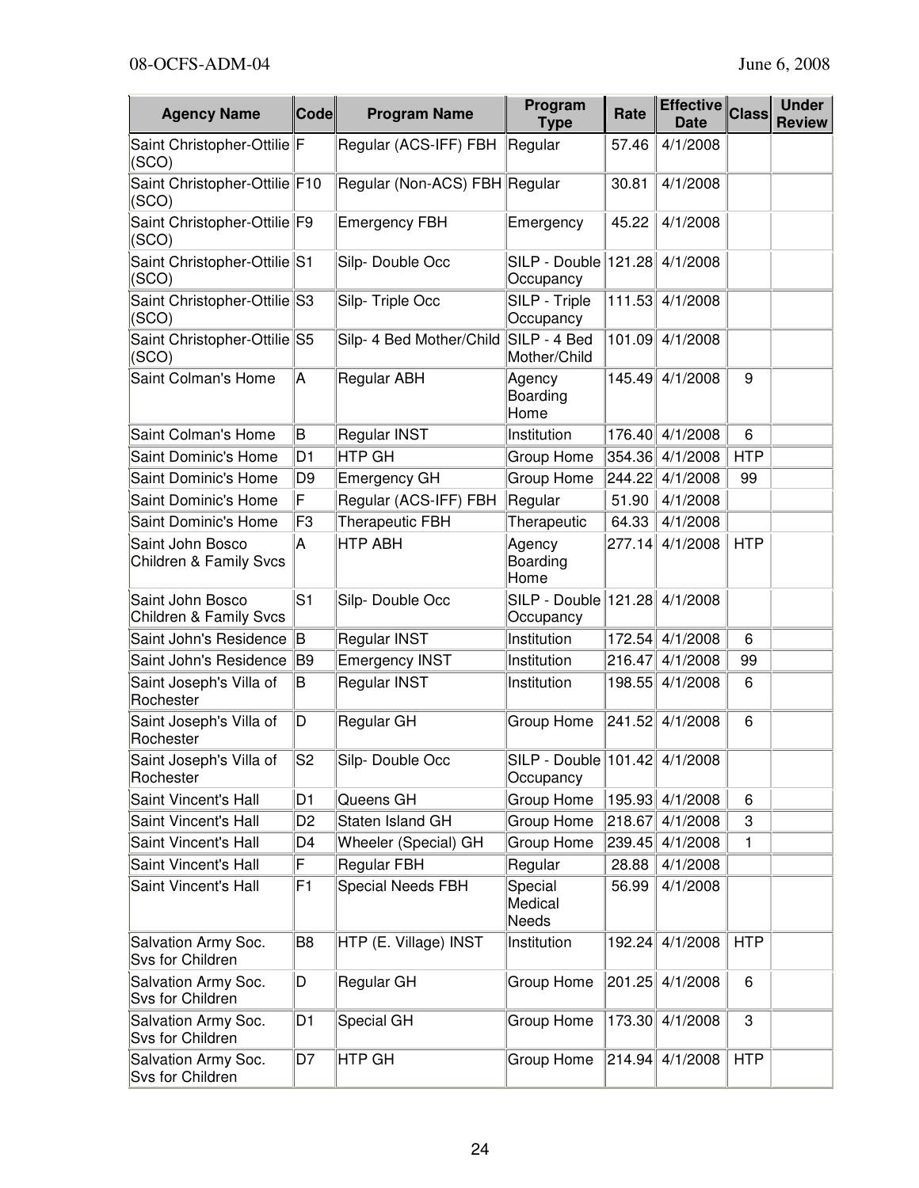| Agency Name | Code | Program Name | Program Type | Rate | Effective Date | Class | Under Review |
|---|---|---|---|---|---|---|---|
| Saint Christopher-Ottilie (SCO) | F | Regular (ACS-IFF) FBH | Regular | 57.46 | 4/1/2008 | | |
| Saint Christopher-Ottilie (SCO) | F10 | Regular (Non-ACS) FBH | Regular | 30.81 | 4/1/2008 | | |
| Saint Christopher-Ottilie (SCO) | F9 | Emergency FBH | Emergency | 45.22 | 4/1/2008 | | |
| Saint Christopher-Ottilie (SCO) | S1 | Silp- Double Occ | SILP - Double Occupancy | 121.28 | 4/1/2008 | | |
| Saint Christopher-Ottilie (SCO) | S3 | Silp- Triple Occ | SILP - Triple Occupancy | 111.53 | 4/1/2008 | | |
| Saint Christopher-Ottilie (SCO) | S5 | Silp- 4 Bed Mother/Child | SILP - 4 Bed Mother/Child | 101.09 | 4/1/2008 | | |
| Saint Colman's Home | A | Regular ABH | Agency Boarding Home | 145.49 | 4/1/2008 | 9 | |
| Saint Colman's Home | B | Regular INST | Institution | 176.40 | 4/1/2008 | 6 | |
| Saint Dominic's Home | D1 | HTP GH | Group Home | 354.36 | 4/1/2008 | HTP | |
| Saint Dominic's Home | D9 | Emergency GH | Group Home | 244.22 | 4/1/2008 | 99 | |
| Saint Dominic's Home | F | Regular (ACS-IFF) FBH | Regular | 51.90 | 4/1/2008 | | |
| Saint Dominic's Home | F3 | Therapeutic FBH | Therapeutic | 64.33 | 4/1/2008 | | |
| Saint John Bosco Children & Family Svcs | A | HTP ABH | Agency Boarding Home | 277.14 | 4/1/2008 | HTP | |
| Saint John Bosco Children & Family Svcs | S1 | Silp- Double Occ | SILP - Double Occupancy | 121.28 | 4/1/2008 | | |
| Saint John's Residence | B | Regular INST | Institution | 172.54 | 4/1/2008 | 6 | |
| Saint John's Residence | B9 | Emergency INST | Institution | 216.47 | 4/1/2008 | 99 | |
| Saint Joseph's Villa of Rochester | B | Regular INST | Institution | 198.55 | 4/1/2008 | 6 | |
| Saint Joseph's Villa of Rochester | D | Regular GH | Group Home | 241.52 | 4/1/2008 | 6 | |
| Saint Joseph's Villa of Rochester | S2 | Silp- Double Occ | SILP - Double Occupancy | 101.42 | 4/1/2008 | | |
| Saint Vincent's Hall | D1 | Queens GH | Group Home | 195.93 | 4/1/2008 | 6 | |
| Saint Vincent's Hall | D2 | Staten Island GH | Group Home | 218.67 | 4/1/2008 | 3 | |
| Saint Vincent's Hall | D4 | Wheeler (Special) GH | Group Home | 239.45 | 4/1/2008 | 1 | |
| Saint Vincent's Hall | F | Regular FBH | Regular | 28.88 | 4/1/2008 | | |
| Saint Vincent's Hall | F1 | Special Needs FBH | Special Medical Needs | 56.99 | 4/1/2008 | | |
| Salvation Army Soc. Svs for Children | B8 | HTP (E. Village) INST | Institution | 192.24 | 4/1/2008 | HTP | |
| Salvation Army Soc. Svs for Children | D | Regular GH | Group Home | 201.25 | 4/1/2008 | 6 | |
| Salvation Army Soc. Svs for Children | D1 | Special GH | Group Home | 173.30 | 4/1/2008 | 3 | |
| Salvation Army Soc. Svs for Children | D7 | HTP GH | Group Home | 214.94 | 4/1/2008 | HTP | |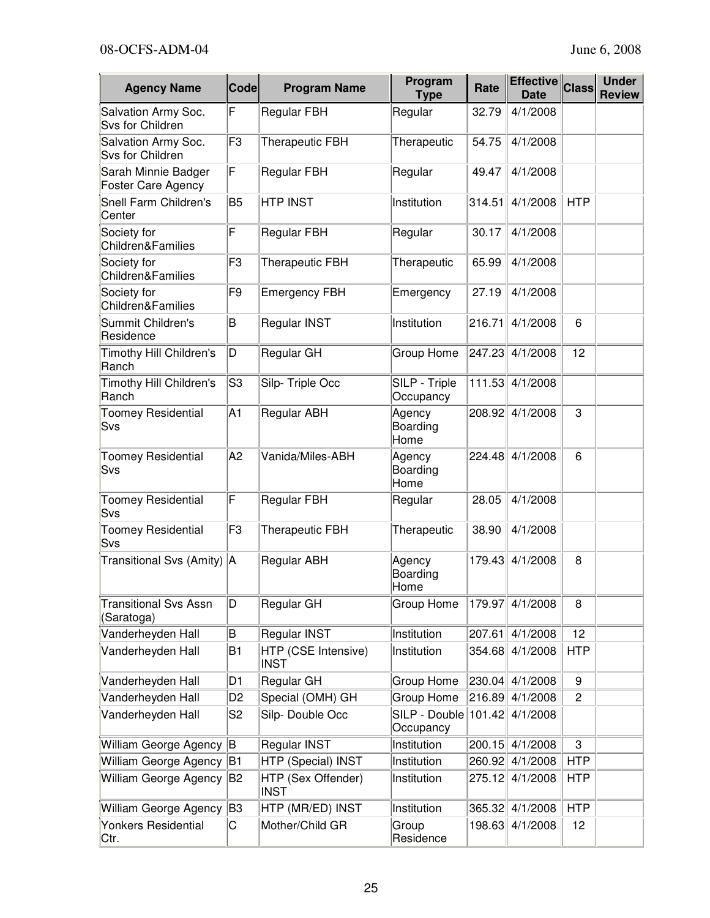| Agency Name | Code | Program Name | Program Type | Rate | Effective Date | Class | Under Review |
|---|---|---|---|---|---|---|---|
| Salvation Army Soc. Svs for Children | F | Regular FBH | Regular | 32.79 | 4/1/2008 | | |
| Salvation Army Soc. Svs for Children | F3 | Therapeutic FBH | Therapeutic | 54.75 | 4/1/2008 | | |
| Sarah Minnie Badger Foster Care Agency | F | Regular FBH | Regular | 49.47 | 4/1/2008 | | |
| Snell Farm Children's Center | B5 | HTP INST | Institution | 314.51 | 4/1/2008 | HTP | |
| Society for Children&Families | F | Regular FBH | Regular | 30.17 | 4/1/2008 | | |
| Society for Children&Families | F3 | Therapeutic FBH | Therapeutic | 65.99 | 4/1/2008 | | |
| Society for Children&Families | F9 | Emergency FBH | Emergency | 27.19 | 4/1/2008 | | |
| Summit Children's Residence | B | Regular INST | Institution | 216.71 | 4/1/2008 | 6 | |
| Timothy Hill Children's Ranch | D | Regular GH | Group Home | 247.23 | 4/1/2008 | 12 | |
| Timothy Hill Children's Ranch | S3 | Silp- Triple Occ | SILP - Triple Occupancy | 111.53 | 4/1/2008 | | |
| Toomey Residential Svs | A1 | Regular ABH | Agency Boarding Home | 208.92 | 4/1/2008 | 3 | |
| Toomey Residential Svs | A2 | Vanida/Miles-ABH | Agency Boarding Home | 224.48 | 4/1/2008 | 6 | |
| Toomey Residential Svs | F | Regular FBH | Regular | 28.05 | 4/1/2008 | | |
| Toomey Residential Svs | F3 | Therapeutic FBH | Therapeutic | 38.90 | 4/1/2008 | | |
| Transitional Svs (Amity) | A | Regular ABH | Agency Boarding Home | 179.43 | 4/1/2008 | 8 | |
| Transitional Svs Assn (Saratoga) | D | Regular GH | Group Home | 179.97 | 4/1/2008 | 8 | |
| Vanderheyden Hall | B | Regular INST | Institution | 207.61 | 4/1/2008 | 12 | |
| Vanderheyden Hall | B1 | HTP (CSE Intensive) INST | Institution | 354.68 | 4/1/2008 | HTP | |
| Vanderheyden Hall | D1 | Regular GH | Group Home | 230.04 | 4/1/2008 | 9 | |
| Vanderheyden Hall | D2 | Special (OMH) GH | Group Home | 216.89 | 4/1/2008 | 2 | |
| Vanderheyden Hall | S2 | Silp- Double Occ | SILP - Double Occupancy | 101.42 | 4/1/2008 | | |
| William George Agency | B | Regular INST | Institution | 200.15 | 4/1/2008 | 3 | |
| William George Agency | B1 | HTP (Special) INST | Institution | 260.92 | 4/1/2008 | HTP | |
| William George Agency | B2 | HTP (Sex Offender) INST | Institution | 275.12 | 4/1/2008 | HTP | |
| William George Agency | B3 | HTP (MR/ED) INST | Institution | 365.32 | 4/1/2008 | HTP | |
| Yonkers Residential Ctr. | C | Mother/Child GR | Group Residence | 198.63 | 4/1/2008 | 12 | |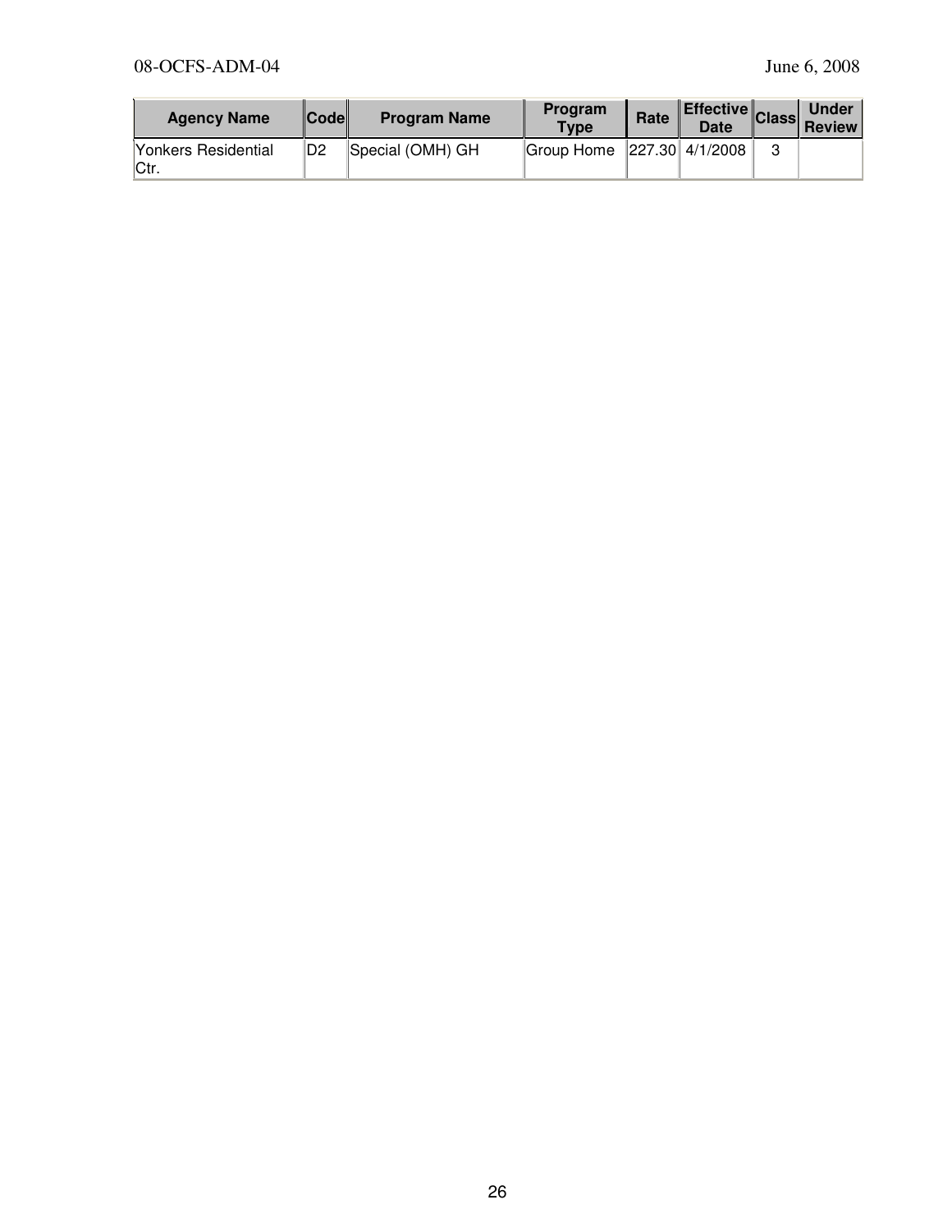| Agency Name | Code | Program Name | Program Type | Rate | Effective Date | Class | Under Review |
|---|---|---|---|---|---|---|---|
| Yonkers Residential Ctr. | D2 | Special (OMH) GH | Group Home | 227.30 | 4/1/2008 | 3 | |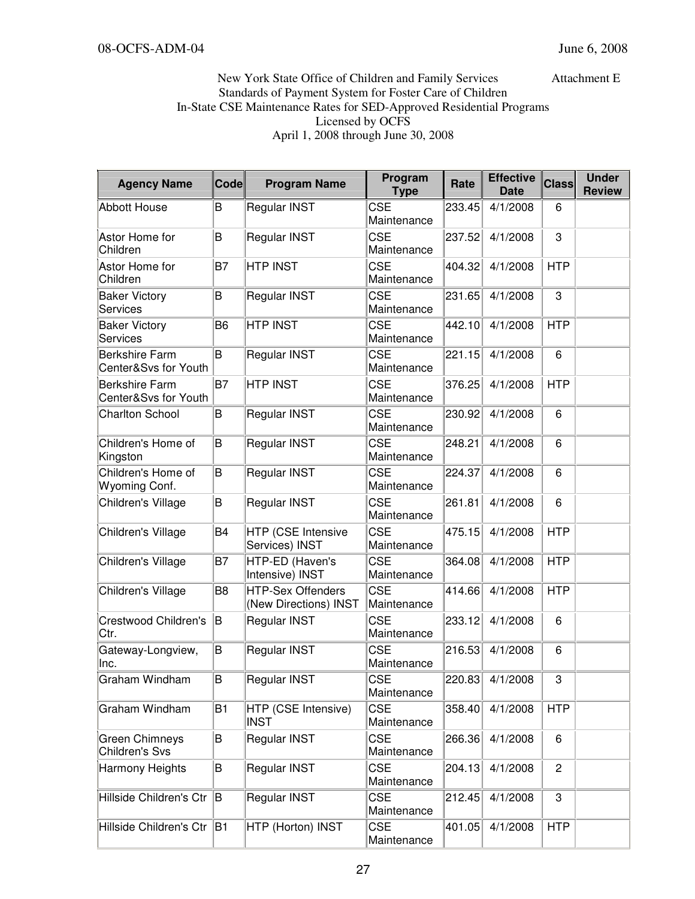New York State Office of Children and Family Services — Attachment E

Standards of Payment System for Foster Care of Children

In-State CSE Maintenance Rates for SED-Approved Residential Programs

Licensed by OCFS

April 1, 2008 through June 30, 2008

| Agency Name | Code | Program Name | Program Type | Rate | Effective Date | Class | Under Review |
|---|---|---|---|---|---|---|---|
| Abbott House | B | Regular INST | CSE Maintenance | 233.45 | 4/1/2008 | 6 | |
| Astor Home for Children | B | Regular INST | CSE Maintenance | 237.52 | 4/1/2008 | 3 | |
| Astor Home for Children | B7 | HTP INST | CSE Maintenance | 404.32 | 4/1/2008 | HTP | |
| Baker Victory Services | B | Regular INST | CSE Maintenance | 231.65 | 4/1/2008 | 3 | |
| Baker Victory Services | B6 | HTP INST | CSE Maintenance | 442.10 | 4/1/2008 | HTP | |
| Berkshire Farm Center&Svs for Youth | B | Regular INST | CSE Maintenance | 221.15 | 4/1/2008 | 6 | |
| Berkshire Farm Center&Svs for Youth | B7 | HTP INST | CSE Maintenance | 376.25 | 4/1/2008 | HTP | |
| Charlton School | B | Regular INST | CSE Maintenance | 230.92 | 4/1/2008 | 6 | |
| Children's Home of Kingston | B | Regular INST | CSE Maintenance | 248.21 | 4/1/2008 | 6 | |
| Children's Home of Wyoming Conf. | B | Regular INST | CSE Maintenance | 224.37 | 4/1/2008 | 6 | |
| Children's Village | B | Regular INST | CSE Maintenance | 261.81 | 4/1/2008 | 6 | |
| Children's Village | B4 | HTP (CSE Intensive Services) INST | CSE Maintenance | 475.15 | 4/1/2008 | HTP | |
| Children's Village | B7 | HTP-ED (Haven's Intensive) INST | CSE Maintenance | 364.08 | 4/1/2008 | HTP | |
| Children's Village | B8 | HTP-Sex Offenders (New Directions) INST | CSE Maintenance | 414.66 | 4/1/2008 | HTP | |
| Crestwood Children's Ctr. | B | Regular INST | CSE Maintenance | 233.12 | 4/1/2008 | 6 | |
| Gateway-Longview, Inc. | B | Regular INST | CSE Maintenance | 216.53 | 4/1/2008 | 6 | |
| Graham Windham | B | Regular INST | CSE Maintenance | 220.83 | 4/1/2008 | 3 | |
| Graham Windham | B1 | HTP (CSE Intensive) INST | CSE Maintenance | 358.40 | 4/1/2008 | HTP | |
| Green Chimneys Children's Svs | B | Regular INST | CSE Maintenance | 266.36 | 4/1/2008 | 6 | |
| Harmony Heights | B | Regular INST | CSE Maintenance | 204.13 | 4/1/2008 | 2 | |
| Hillside Children's Ctr | B | Regular INST | CSE Maintenance | 212.45 | 4/1/2008 | 3 | |
| Hillside Children's Ctr | B1 | HTP (Horton) INST | CSE Maintenance | 401.05 | 4/1/2008 | HTP | |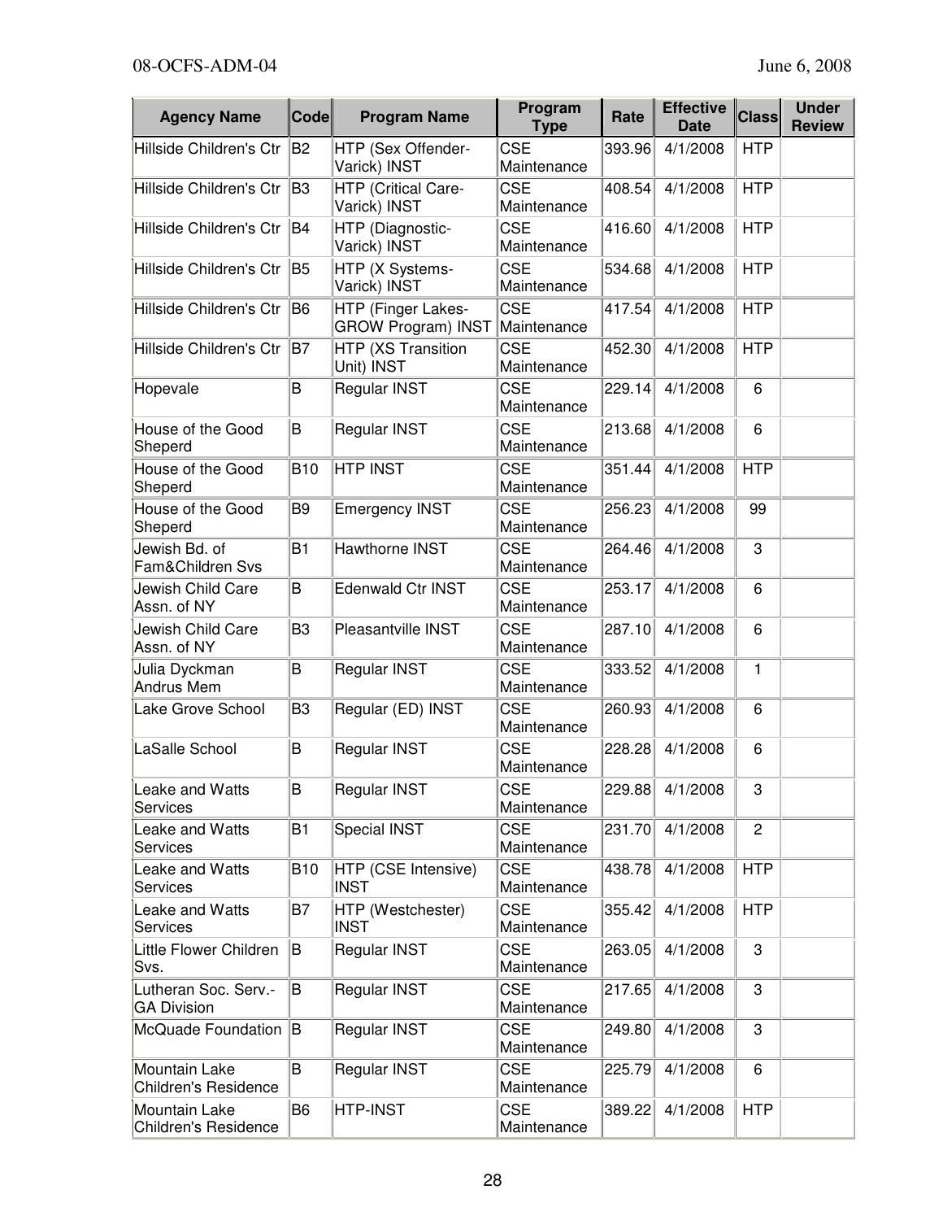| Agency Name | Code | Program Name | Program Type | Rate | Effective Date | Class | Under Review |
|---|---|---|---|---|---|---|---|
| Hillside Children's Ctr | B2 | HTP (Sex Offender-Varick) INST | CSE Maintenance | 393.96 | 4/1/2008 | HTP | |
| Hillside Children's Ctr | B3 | HTP (Critical Care-Varick) INST | CSE Maintenance | 408.54 | 4/1/2008 | HTP | |
| Hillside Children's Ctr | B4 | HTP (Diagnostic-Varick) INST | CSE Maintenance | 416.60 | 4/1/2008 | HTP | |
| Hillside Children's Ctr | B5 | HTP (X Systems-Varick) INST | CSE Maintenance | 534.68 | 4/1/2008 | HTP | |
| Hillside Children's Ctr | B6 | HTP (Finger Lakes-GROW Program) INST | CSE Maintenance | 417.54 | 4/1/2008 | HTP | |
| Hillside Children's Ctr | B7 | HTP (XS Transition Unit) INST | CSE Maintenance | 452.30 | 4/1/2008 | HTP | |
| Hopevale | B | Regular INST | CSE Maintenance | 229.14 | 4/1/2008 | 6 | |
| House of the Good Sheperd | B | Regular INST | CSE Maintenance | 213.68 | 4/1/2008 | 6 | |
| House of the Good Sheperd | B10 | HTP INST | CSE Maintenance | 351.44 | 4/1/2008 | HTP | |
| House of the Good Sheperd | B9 | Emergency INST | CSE Maintenance | 256.23 | 4/1/2008 | 99 | |
| Jewish Bd. of Fam&Children Svs | B1 | Hawthorne INST | CSE Maintenance | 264.46 | 4/1/2008 | 3 | |
| Jewish Child Care Assn. of NY | B | Edenwald Ctr INST | CSE Maintenance | 253.17 | 4/1/2008 | 6 | |
| Jewish Child Care Assn. of NY | B3 | Pleasantville INST | CSE Maintenance | 287.10 | 4/1/2008 | 6 | |
| Julia Dyckman Andrus Mem | B | Regular INST | CSE Maintenance | 333.52 | 4/1/2008 | 1 | |
| Lake Grove School | B3 | Regular (ED) INST | CSE Maintenance | 260.93 | 4/1/2008 | 6 | |
| LaSalle School | B | Regular INST | CSE Maintenance | 228.28 | 4/1/2008 | 6 | |
| Leake and Watts Services | B | Regular INST | CSE Maintenance | 229.88 | 4/1/2008 | 3 | |
| Leake and Watts Services | B1 | Special INST | CSE Maintenance | 231.70 | 4/1/2008 | 2 | |
| Leake and Watts Services | B10 | HTP (CSE Intensive) INST | CSE Maintenance | 438.78 | 4/1/2008 | HTP | |
| Leake and Watts Services | B7 | HTP (Westchester) INST | CSE Maintenance | 355.42 | 4/1/2008 | HTP | |
| Little Flower Children Svs. | B | Regular INST | CSE Maintenance | 263.05 | 4/1/2008 | 3 | |
| Lutheran Soc. Serv.-GA Division | B | Regular INST | CSE Maintenance | 217.65 | 4/1/2008 | 3 | |
| McQuade Foundation | B | Regular INST | CSE Maintenance | 249.80 | 4/1/2008 | 3 | |
| Mountain Lake Children's Residence | B | Regular INST | CSE Maintenance | 225.79 | 4/1/2008 | 6 | |
| Mountain Lake Children's Residence | B6 | HTP-INST | CSE Maintenance | 389.22 | 4/1/2008 | HTP | |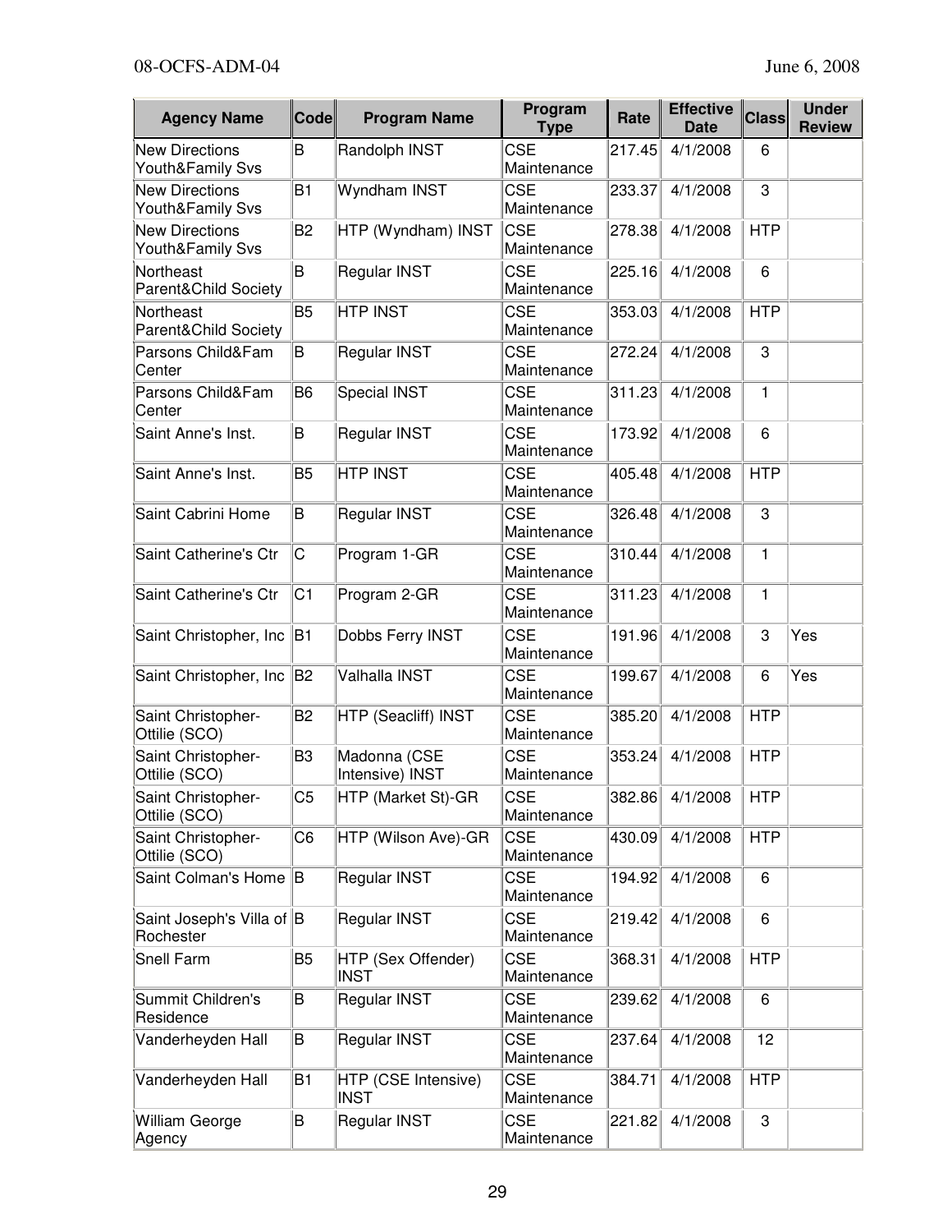| Agency Name | Code | Program Name | Program Type | Rate | Effective Date | Class | Under Review |
|---|---|---|---|---|---|---|---|
| New Directions Youth&Family Svs | B | Randolph INST | CSE Maintenance | 217.45 | 4/1/2008 | 6 | |
| New Directions Youth&Family Svs | B1 | Wyndham INST | CSE Maintenance | 233.37 | 4/1/2008 | 3 | |
| New Directions Youth&Family Svs | B2 | HTP (Wyndham) INST | CSE Maintenance | 278.38 | 4/1/2008 | HTP | |
| Northeast Parent&Child Society | B | Regular INST | CSE Maintenance | 225.16 | 4/1/2008 | 6 | |
| Northeast Parent&Child Society | B5 | HTP INST | CSE Maintenance | 353.03 | 4/1/2008 | HTP | |
| Parsons Child&Fam Center | B | Regular INST | CSE Maintenance | 272.24 | 4/1/2008 | 3 | |
| Parsons Child&Fam Center | B6 | Special INST | CSE Maintenance | 311.23 | 4/1/2008 | 1 | |
| Saint Anne's Inst. | B | Regular INST | CSE Maintenance | 173.92 | 4/1/2008 | 6 | |
| Saint Anne's Inst. | B5 | HTP INST | CSE Maintenance | 405.48 | 4/1/2008 | HTP | |
| Saint Cabrini Home | B | Regular INST | CSE Maintenance | 326.48 | 4/1/2008 | 3 | |
| Saint Catherine's Ctr | C | Program 1-GR | CSE Maintenance | 310.44 | 4/1/2008 | 1 | |
| Saint Catherine's Ctr | C1 | Program 2-GR | CSE Maintenance | 311.23 | 4/1/2008 | 1 | |
| Saint Christopher, Inc | B1 | Dobbs Ferry INST | CSE Maintenance | 191.96 | 4/1/2008 | 3 | Yes |
| Saint Christopher, Inc | B2 | Valhalla INST | CSE Maintenance | 199.67 | 4/1/2008 | 6 | Yes |
| Saint Christopher-Ottilie (SCO) | B2 | HTP (Seacliff) INST | CSE Maintenance | 385.20 | 4/1/2008 | HTP | |
| Saint Christopher-Ottilie (SCO) | B3 | Madonna (CSE Intensive) INST | CSE Maintenance | 353.24 | 4/1/2008 | HTP | |
| Saint Christopher-Ottilie (SCO) | C5 | HTP (Market St)-GR | CSE Maintenance | 382.86 | 4/1/2008 | HTP | |
| Saint Christopher-Ottilie (SCO) | C6 | HTP (Wilson Ave)-GR | CSE Maintenance | 430.09 | 4/1/2008 | HTP | |
| Saint Colman's Home | B | Regular INST | CSE Maintenance | 194.92 | 4/1/2008 | 6 | |
| Saint Joseph's Villa of Rochester | B | Regular INST | CSE Maintenance | 219.42 | 4/1/2008 | 6 | |
| Snell Farm | B5 | HTP (Sex Offender) INST | CSE Maintenance | 368.31 | 4/1/2008 | HTP | |
| Summit Children's Residence | B | Regular INST | CSE Maintenance | 239.62 | 4/1/2008 | 6 | |
| Vanderheyden Hall | B | Regular INST | CSE Maintenance | 237.64 | 4/1/2008 | 12 | |
| Vanderheyden Hall | B1 | HTP (CSE Intensive) INST | CSE Maintenance | 384.71 | 4/1/2008 | HTP | |
| William George Agency | B | Regular INST | CSE Maintenance | 221.82 | 4/1/2008 | 3 | |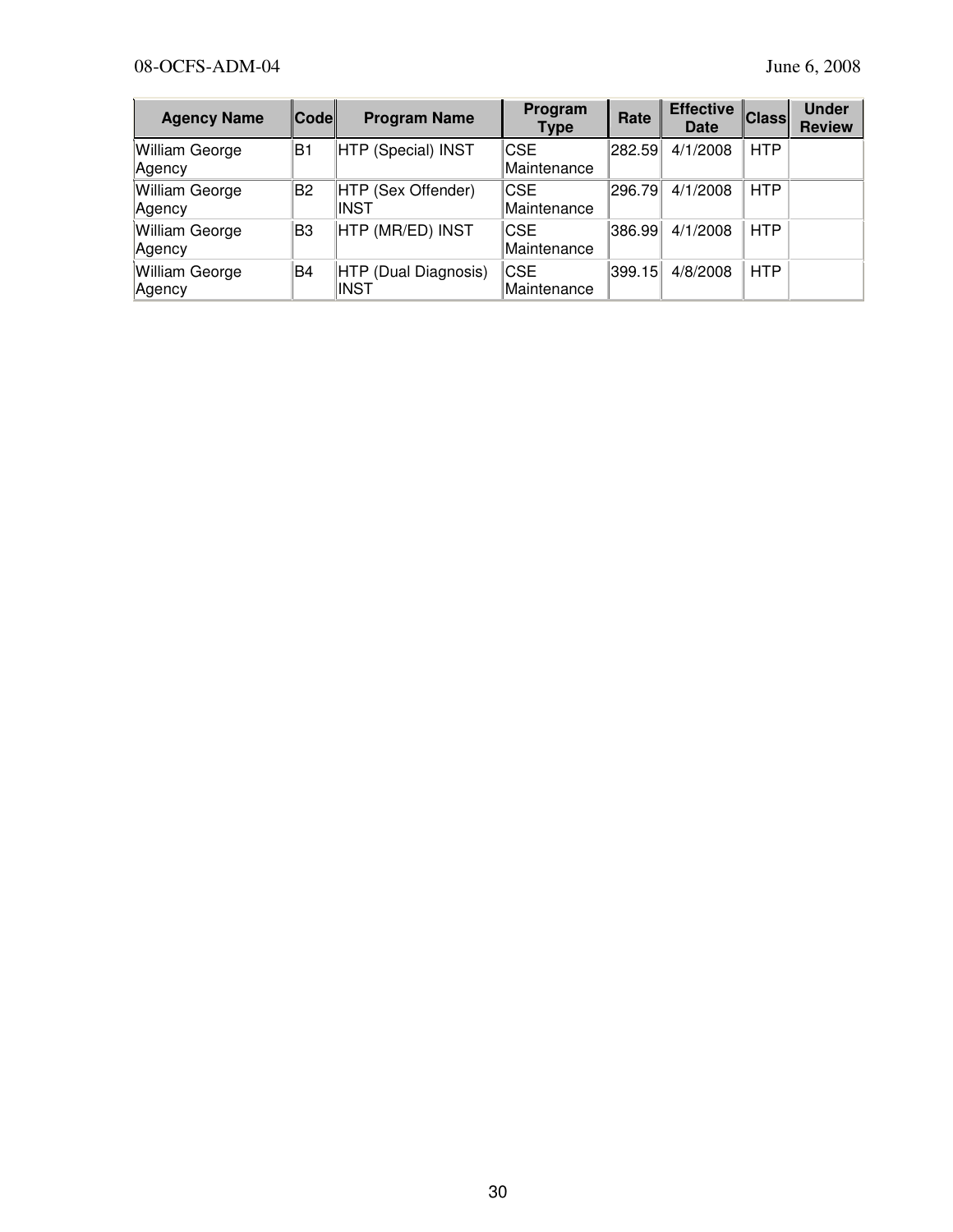| Agency Name | Code | Program Name | Program Type | Rate | Effective Date | Class | Under Review |
|---|---|---|---|---|---|---|---|
| William George Agency | B1 | HTP (Special) INST | CSE Maintenance | 282.59 | 4/1/2008 | HTP | |
| William George Agency | B2 | HTP (Sex Offender) INST | CSE Maintenance | 296.79 | 4/1/2008 | HTP | |
| William George Agency | B3 | HTP (MR/ED) INST | CSE Maintenance | 386.99 | 4/1/2008 | HTP | |
| William George Agency | B4 | HTP (Dual Diagnosis) INST | CSE Maintenance | 399.15 | 4/8/2008 | HTP | |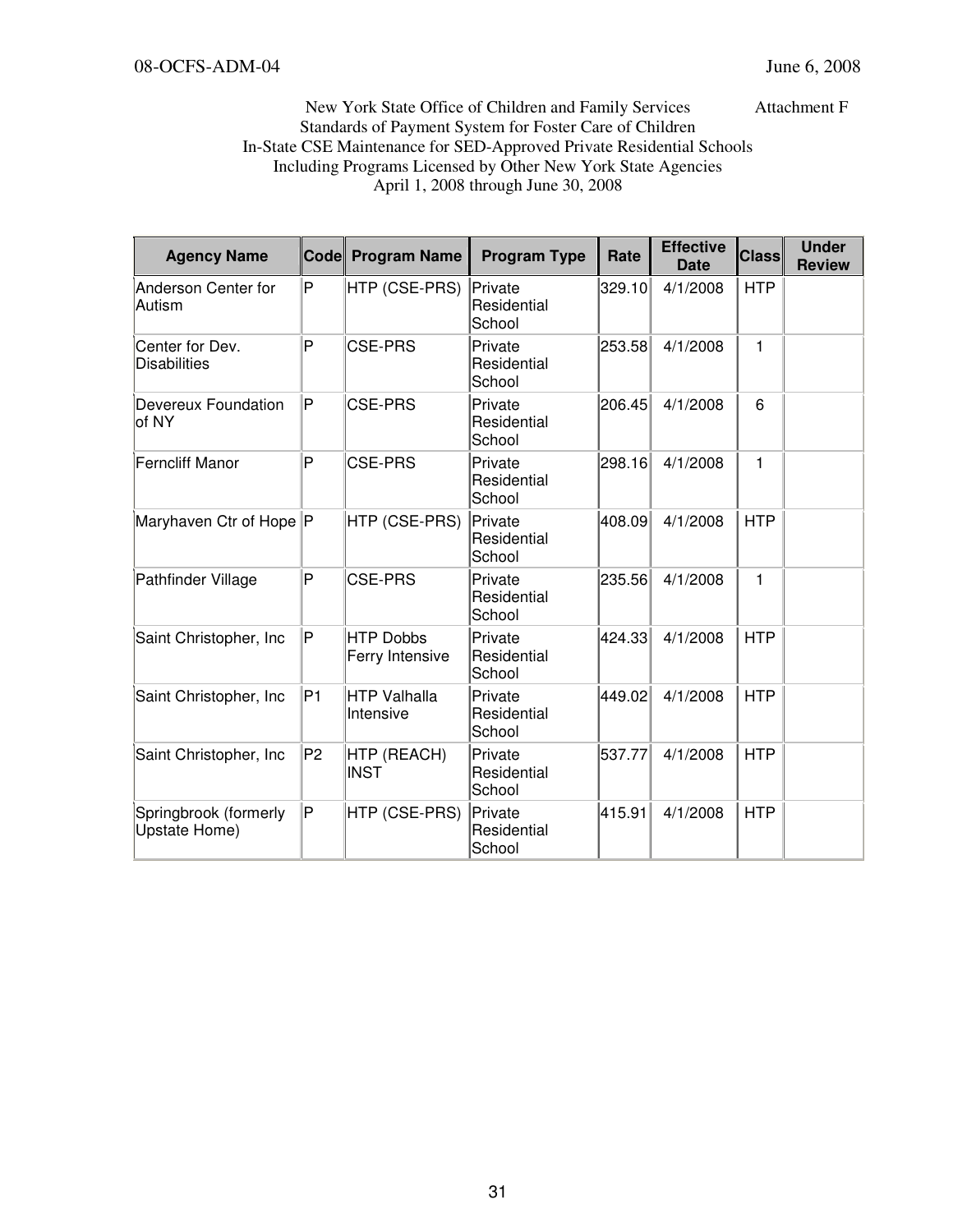New York State Office of Children and Family Services    Attachment F

Standards of Payment System for Foster Care of Children

In-State CSE Maintenance for SED-Approved Private Residential Schools

Including Programs Licensed by Other New York State Agencies

April 1, 2008 through June 30, 2008

| Agency Name | Code | Program Name | Program Type | Rate | Effective Date | Class | Under Review |
|---|---|---|---|---|---|---|---|
| Anderson Center for Autism | P | HTP (CSE-PRS) | Private Residential School | 329.10 | 4/1/2008 | HTP | |
| Center for Dev. Disabilities | P | CSE-PRS | Private Residential School | 253.58 | 4/1/2008 | 1 | |
| Devereux Foundation of NY | P | CSE-PRS | Private Residential School | 206.45 | 4/1/2008 | 6 | |
| Ferncliff Manor | P | CSE-PRS | Private Residential School | 298.16 | 4/1/2008 | 1 | |
| Maryhaven Ctr of Hope | P | HTP (CSE-PRS) | Private Residential School | 408.09 | 4/1/2008 | HTP | |
| Pathfinder Village | P | CSE-PRS | Private Residential School | 235.56 | 4/1/2008 | 1 | |
| Saint Christopher, Inc | P | HTP Dobbs Ferry Intensive | Private Residential School | 424.33 | 4/1/2008 | HTP | |
| Saint Christopher, Inc | P1 | HTP Valhalla Intensive | Private Residential School | 449.02 | 4/1/2008 | HTP | |
| Saint Christopher, Inc | P2 | HTP (REACH) INST | Private Residential School | 537.77 | 4/1/2008 | HTP | |
| Springbrook (formerly Upstate Home) | P | HTP (CSE-PRS) | Private Residential School | 415.91 | 4/1/2008 | HTP | |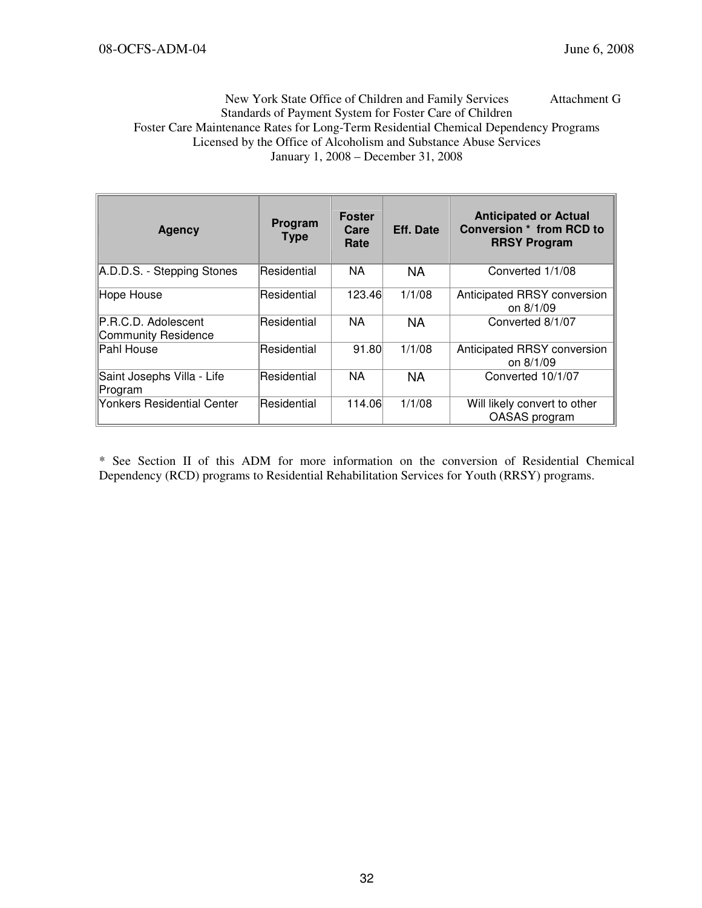New York State Office of Children and Family Services Attachment G
Standards of Payment System for Foster Care of Children
Foster Care Maintenance Rates for Long-Term Residential Chemical Dependency Programs
Licensed by the Office of Alcoholism and Substance Abuse Services
January 1, 2008 – December 31, 2008

| Agency | Program Type | Foster Care Rate | Eff. Date | Anticipated or Actual Conversion * from RCD to RRSY Program |
|---|---|---|---|---|
| A.D.D.S. - Stepping Stones | Residential | NA | NA | Converted 1/1/08 |
| Hope House | Residential | 123.46 | 1/1/08 | Anticipated RRSY conversion on 8/1/09 |
| P.R.C.D. Adolescent Community Residence | Residential | NA | NA | Converted 8/1/07 |
| Pahl House | Residential | 91.80 | 1/1/08 | Anticipated RRSY conversion on 8/1/09 |
| Saint Josephs Villa - Life Program | Residential | NA | NA | Converted 10/1/07 |
| Yonkers Residential Center | Residential | 114.06 | 1/1/08 | Will likely convert to other OASAS program |

* See Section II of this ADM for more information on the conversion of Residential Chemical Dependency (RCD) programs to Residential Rehabilitation Services for Youth (RRSY) programs.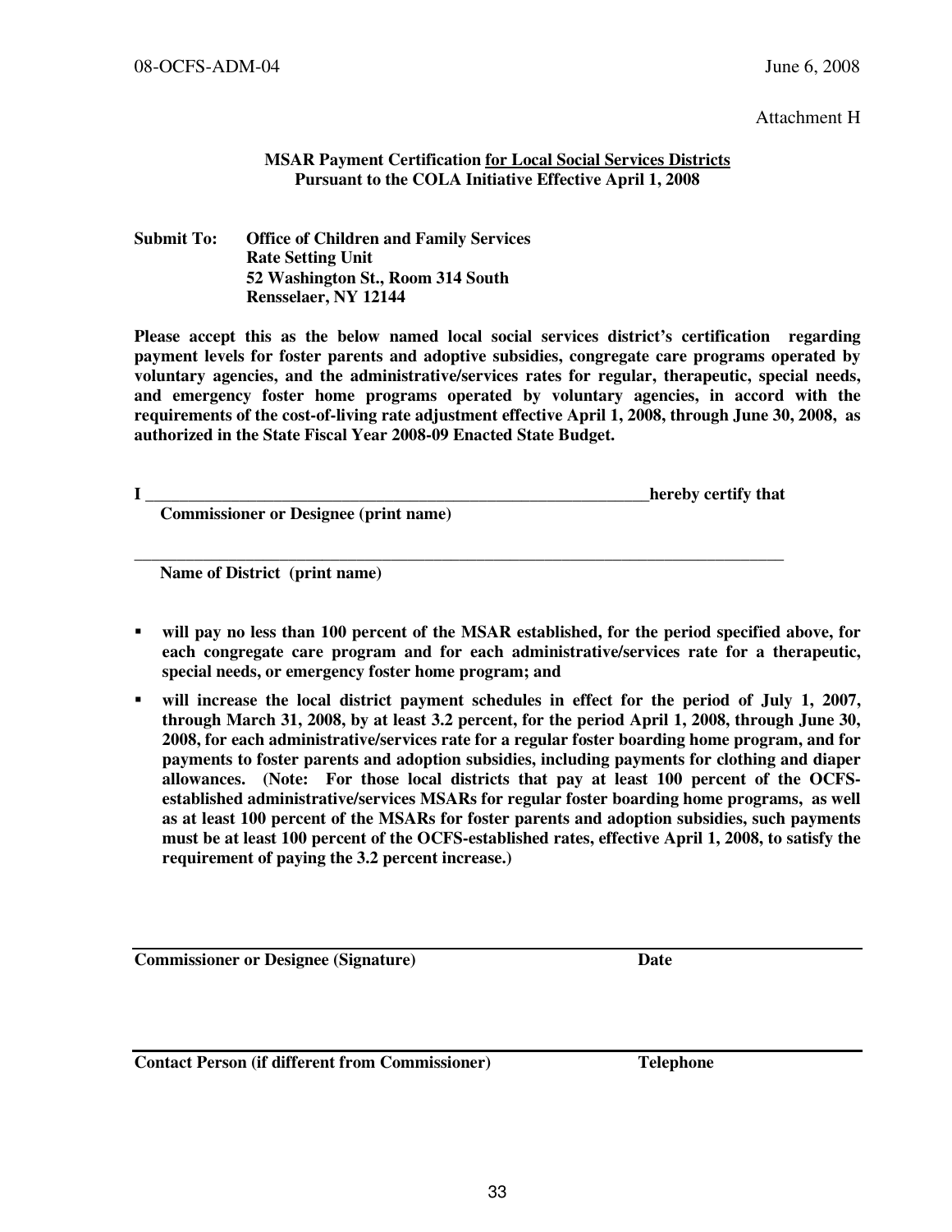Attachment H

**MSAR Payment Certification <u>for Local Social Services Districts</u>**
**Pursuant to the COLA Initiative Effective April 1, 2008**

**Submit To:** **Office of Children and Family Services**
**Rate Setting Unit**
**52 Washington St., Room 314 South**
**Rensselaer, NY 12144**

**Please accept this as the below named local social services district's certification regarding payment levels for foster parents and adoptive subsidies, congregate care programs operated by voluntary agencies, and the administrative/services rates for regular, therapeutic, special needs, and emergency foster home programs operated by voluntary agencies, in accord with the requirements of the cost-of-living rate adjustment effective April 1, 2008, through June 30, 2008, as authorized in the State Fiscal Year 2008-09 Enacted State Budget.**

**I** ______________________________________________________________**hereby certify that**
**Commissioner or Designee (print name)**

______________________________________________________________________________
**Name of District (print name)**

- **will pay no less than 100 percent of the MSAR established, for the period specified above, for each congregate care program and for each administrative/services rate for a therapeutic, special needs, or emergency foster home program; and**
- **will increase the local district payment schedules in effect for the period of July 1, 2007, through March 31, 2008, by at least 3.2 percent, for the period April 1, 2008, through June 30, 2008, for each administrative/services rate for a regular foster boarding home program, and for payments to foster parents and adoption subsidies, including payments for clothing and diaper allowances. (Note: For those local districts that pay at least 100 percent of the OCFS-established administrative/services MSARs for regular foster boarding home programs, as well as at least 100 percent of the MSARs for foster parents and adoption subsidies, such payments must be at least 100 percent of the OCFS-established rates, effective April 1, 2008, to satisfy the requirement of paying the 3.2 percent increase.)**

______________________________________________________________________________
**Commissioner or Designee (Signature)** **Date**

______________________________________________________________________________
**Contact Person (if different from Commissioner)** **Telephone**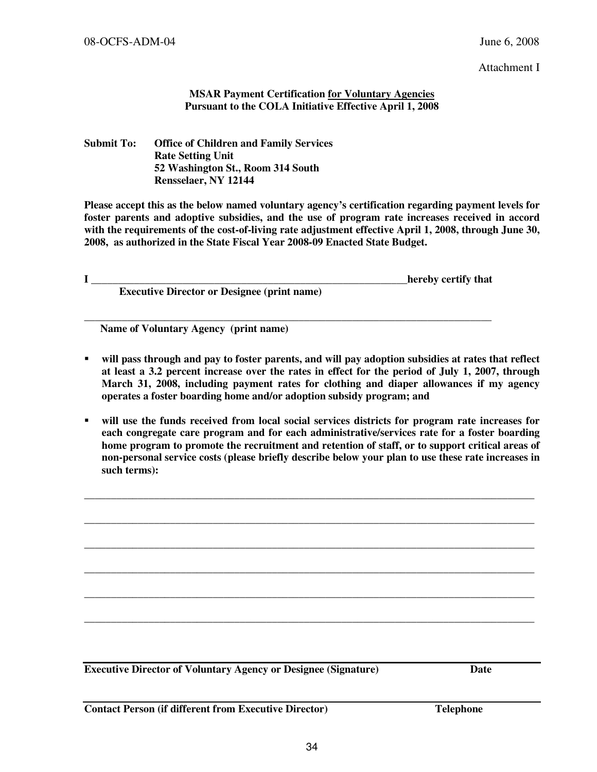Attachment I

**MSAR Payment Certification <u>for Voluntary Agencies</u>**
**Pursuant to the COLA Initiative Effective April 1, 2008**

**Submit To: Office of Children and Family Services**
**Rate Setting Unit**
**52 Washington St., Room 314 South**
**Rensselaer, NY 12144**

**Please accept this as the below named voluntary agency's certification regarding payment levels for foster parents and adoptive subsidies, and the use of program rate increases received in accord with the requirements of the cost-of-living rate adjustment effective April 1, 2008, through June 30, 2008, as authorized in the State Fiscal Year 2008-09 Enacted State Budget.**

**I ______________________________________________________________hereby certify that**
**Executive Director or Designee (print name)**

______________________________________________________________________________
**Name of Voluntary Agency (print name)**

- **will pass through and pay to foster parents, and will pay adoption subsidies at rates that reflect at least a 3.2 percent increase over the rates in effect for the period of July 1, 2007, through March 31, 2008, including payment rates for clothing and diaper allowances if my agency operates a foster boarding home and/or adoption subsidy program; and**

- **will use the funds received from local social services districts for program rate increases for each congregate care program and for each administrative/services rate for a foster boarding home program to promote the recruitment and retention of staff, or to support critical areas of non-personal service costs (please briefly describe below your plan to use these rate increases in such terms):**

______________________________________________________________________________

______________________________________________________________________________

______________________________________________________________________________

______________________________________________________________________________

______________________________________________________________________________

______________________________________________________________________________

______________________________________________________________________________
**Executive Director of Voluntary Agency or Designee (Signature) Date**

______________________________________________________________________________
**Contact Person (if different from Executive Director) Telephone**